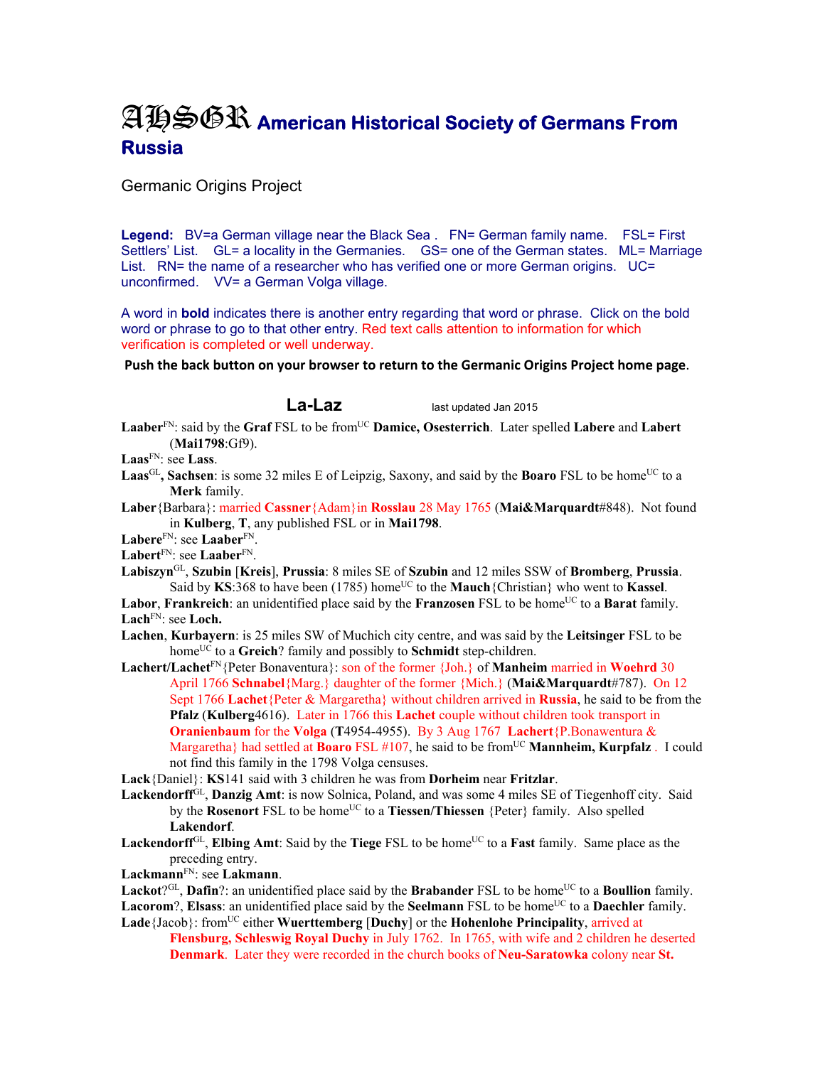# AHSGR American Historical Society of Germans From Russia

Germanic Origins Project

**Legend:** BV=a German village near the Black Sea . FN= German family name. FSL= First Settlers' List. GL= a locality in the Germanies. GS= one of the German states. ML= Marriage List. RN= the name of a researcher who has verified one or more German origins. UC= unconfirmed. VV= a German Volga village.

A word in **bold** indicates there is another entry regarding that word or phrase. Click on the bold word or phrase to go to that other entry. Red text calls attention to information for which verification is completed or well underway.

**Push the back button on your browser to return to the Germanic Origins Project home page**.

## La-Laz

last updated Jan 2015

**Laaber**FN: said by the **Graf** FSL to be fromUC **Damice, Osesterrich**. Later spelled **Labere** and **Labert** (**Mai1798**:Gf9).

**Laas**FN: see **Lass**.

**Laas**GL**, Sachsen**: is some 32 miles E of Leipzig, Saxony, and said by the **Boaro** FSL to be homeUC to a **Merk** family.

**Laber**{Barbara}: married **Cassner**{Adam}in **Rosslau** 28 May 1765 (**Mai&Marquardt**#848). Not found in **Kulberg**, **T**, any published FSL or in **Mai1798**.

**Labere**FN: see **Laaber**FN.

**Labert**FN: see **Laaber**FN.

**Labiszyn**GL, **Szubin** [**Kreis**], **Prussia**: 8 miles SE of **Szubin** and 12 miles SSW of **Bromberg**, **Prussia**. Said by **KS**:368 to have been (1785) homeUC to the **Mauch**{Christian} who went to **Kassel**.

**Labor**, **Frankreich**: an unidentified place said by the **Franzosen** FSL to be homeUC to a **Barat** family.

**Lach**FN: see **Loch.**

**Lachen**, **Kurbayern**: is 25 miles SW of Muchich city centre, and was said by the **Leitsinger** FSL to be homeUC to a **Greich**? family and possibly to **Schmidt** step-children.

**Lachert/Lachet**FN{Peter Bonaventura}: son of the former {Joh.} of **Manheim** married in **Woehrd** 30 April 1766 **Schnabel**{Marg.} daughter of the former {Mich.} (**Mai&Marquardt**#787). On 12 Sept 1766 **Lachet**{Peter & Margaretha} without children arrived in **Russia**, he said to be from the **Pfalz** (**Kulberg**4616). Later in 1766 this **Lachet** couple without children took transport in **Oranienbaum** for the **Volga** (**T**4954-4955). By 3 Aug 1767 **Lachert**{P.Bonawentura & Margaretha} had settled at **Boaro** FSL #107, he said to be fromUC **Mannheim, Kurpfalz** . I could not find this family in the 1798 Volga censuses.

**Lack**{Daniel}: **KS**141 said with 3 children he was from **Dorheim** near **Fritzlar**.

**Lackendorff**GL, **Danzig Amt**: is now Solnica, Poland, and was some 4 miles SE of Tiegenhoff city. Said by the **Rosenort** FSL to be homeUC to a **Tiessen/Thiessen** {Peter} family. Also spelled **Lakendorf**.

**Lackendorff**GL, **Elbing Amt**: Said by the **Tiege** FSL to be homeUC to a **Fast** family. Same place as the preceding entry.

**Lackmann**FN: see **Lakmann**.

**Lackot**?GL, **Dafin**?: an unidentified place said by the **Brabander** FSL to be homeUC to a **Boullion** family.

**Lacorom**?, **Elsass**: an unidentified place said by the **Seelmann** FSL to be homeUC to a **Daechler** family.

**Lade**{Jacob}: fromUC either **Wuerttemberg** [**Duchy**] or the **Hohenlohe Principality**, arrived at **Flensburg, Schleswig Royal Duchy** in July 1762. In 1765, with wife and 2 children he deserted **Denmark**. Later they were recorded in the church books of **Neu-Saratowka** colony near **St.**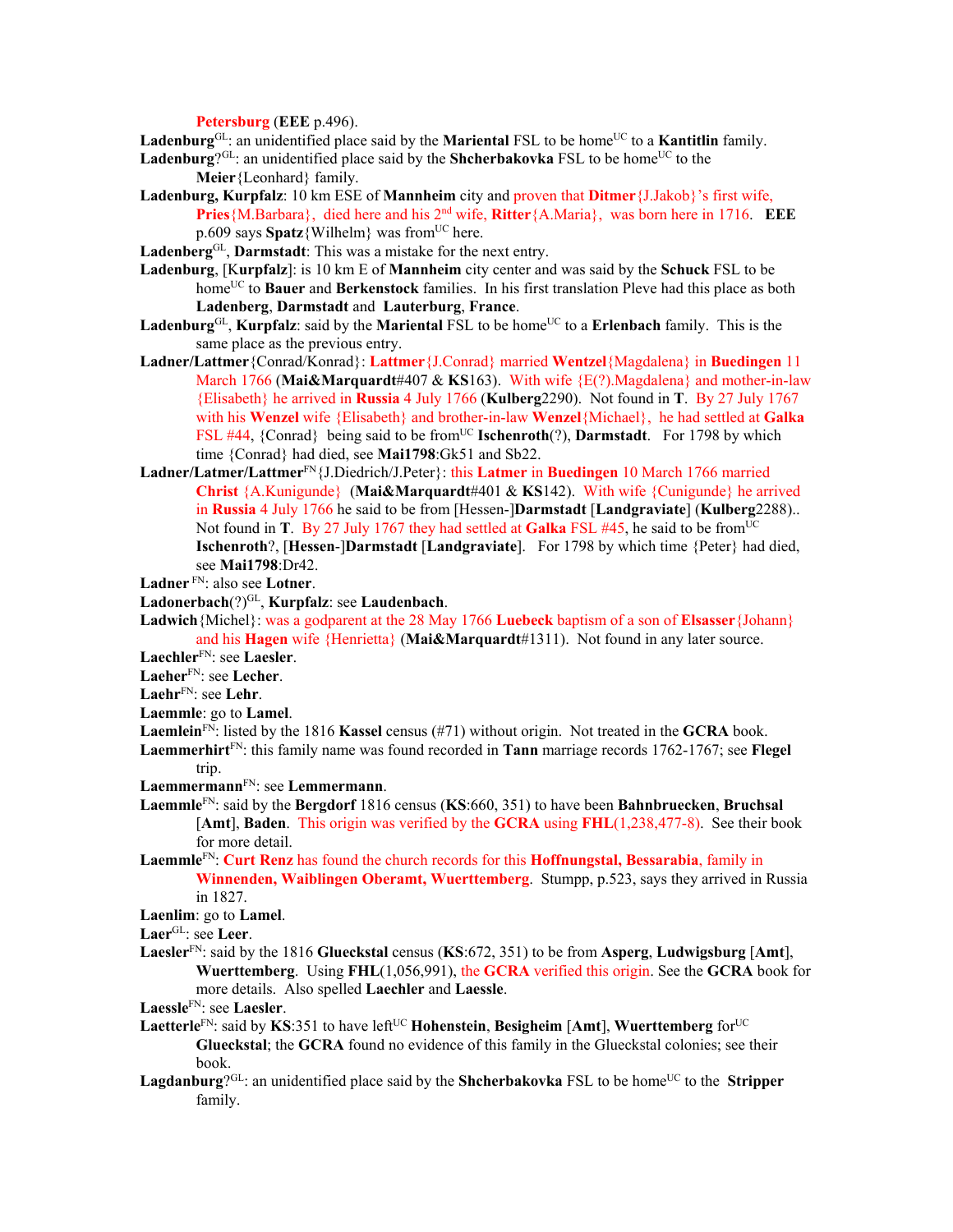**Petersburg** (**EEE** p.496).

**Ladenburg**[GL]: an unidentified place said by the **Mariental** FSL to be home[UC] to a **Kantitlin** family.

**Ladenburg**?[GL]: an unidentified place said by the **Shcherbakovka** FSL to be home[UC] to the **Meier**{Leonhard} family.

**Ladenburg, Kurpfalz**: 10 km ESE of **Mannheim** city and proven that **Ditmer**{J.Jakob}'s first wife, **Pries**{M.Barbara}, died here and his 2nd wife, **Ritter**{A.Maria}, was born here in 1716. **EEE** p.609 says **Spatz**{Wilhelm} was from[UC] here.

**Ladenberg**[GL], **Darmstadt**: This was a mistake for the next entry.

**Ladenburg**, [**K**urpfalz]: is 10 km E of **Mannheim** city center and was said by the **Schuck** FSL to be home[UC] to **Bauer** and **Berkenstock** families. In his first translation Pleve had this place as both **Ladenberg**, **Darmstadt** and **Lauterburg**, **France**.

**Ladenburg**[GL], **Kurpfalz**: said by the **Mariental** FSL to be home[UC] to a **Erlenbach** family. This is the same place as the previous entry.

**Ladner/Lattmer**{Conrad/Konrad}: **Lattmer**{J.Conrad} married **Wentzel**{Magdalena} in **Buedingen** 11 March 1766 (**Mai&Marquardt**#407 & **KS**163). With wife {E(?).Magdalena} and mother-in-law {Elisabeth} he arrived in **Russia** 4 July 1766 (**Kulberg**2290). Not found in **T**. By 27 July 1767 with his **Wenzel** wife {Elisabeth} and brother-in-law **Wenzel**{Michael}, he had settled at **Galka** FSL #44, {Conrad} being said to be from[UC] **Ischenroth**(?), **Darmstadt**. For 1798 by which time {Conrad} had died, see **Mai1798**:Gk51 and Sb22.

**Ladner/Latmer/Lattmer**[FN]{J.Diedrich/J.Peter}: this **Latmer** in **Buedingen** 10 March 1766 married **Christ** {A.Kunigunde} (**Mai&Marquardt**#401 & **KS**142). With wife {Cunigunde} he arrived in **Russia** 4 July 1766 he said to be from [Hessen-]**Darmstadt** [**Landgraviate**] (**Kulberg**2288).. Not found in **T**. By 27 July 1767 they had settled at **Galka** FSL #45, he said to be from[UC] **Ischenroth**?, [**Hessen**-]**Darmstadt** [**Landgraviate**]. For 1798 by which time {Peter} had died, see **Mai1798**:Dr42.

**Ladner** [FN]: also see **Lotner**.

**Ladonerbach**(?)[GL], **Kurpfalz**: see **Laudenbach**.

**Ladwich**{Michel}: was a godparent at the 28 May 1766 **Luebeck** baptism of a son of **Elsasser**{Johann} and his **Hagen** wife {Henrietta} (**Mai&Marquardt**#1311). Not found in any later source.

**Laechler**[FN]: see **Laesler**.

**Laeher**[FN]: see **Lecher**.

**Laehr**[FN]: see **Lehr**.

**Laemmle**: go to **Lamel**.

**Laemlein**[FN]: listed by the 1816 **Kassel** census (#71) without origin. Not treated in the **GCRA** book.

**Laemmerhirt**[FN]: this family name was found recorded in **Tann** marriage records 1762-1767; see **Flegel** trip.

**Laemmermann**[FN]: see **Lemmermann**.

**Laemmle**[FN]: said by the **Bergdorf** 1816 census (**KS**:660, 351) to have been **Bahnbruecken**, **Bruchsal** [**Amt**], **Baden**. This origin was verified by the **GCRA** using **FHL**(1,238,477-8). See their book for more detail.

**Laemmle**[FN]: **Curt Renz** has found the church records for this **Hoffnungstal, Bessarabia**, family in **Winnenden, Waiblingen Oberamt, Wuerttemberg**. Stumpp, p.523, says they arrived in Russia in 1827.

**Laenlim**: go to **Lamel**.

**Laer**[GL]: see **Leer**.

**Laesler**[FN]: said by the 1816 **Glueckstal** census (**KS**:672, 351) to be from **Asperg**, **Ludwigsburg** [**Amt**], **Wuerttemberg**. Using **FHL**(1,056,991), the **GCRA** verified this origin. See the **GCRA** book for more details. Also spelled **Laechler** and **Laessle**.

**Laessle**[FN]: see **Laesler**.

**Laetterle**[FN]: said by **KS**:351 to have left[UC] **Hohenstein**, **Besigheim** [**Amt**], **Wuerttemberg** for[UC] **Glueckstal**; the **GCRA** found no evidence of this family in the Glueckstal colonies; see their book.

**Lagdanburg**?[GL]: an unidentified place said by the **Shcherbakovka** FSL to be home[UC] to the **Stripper** family.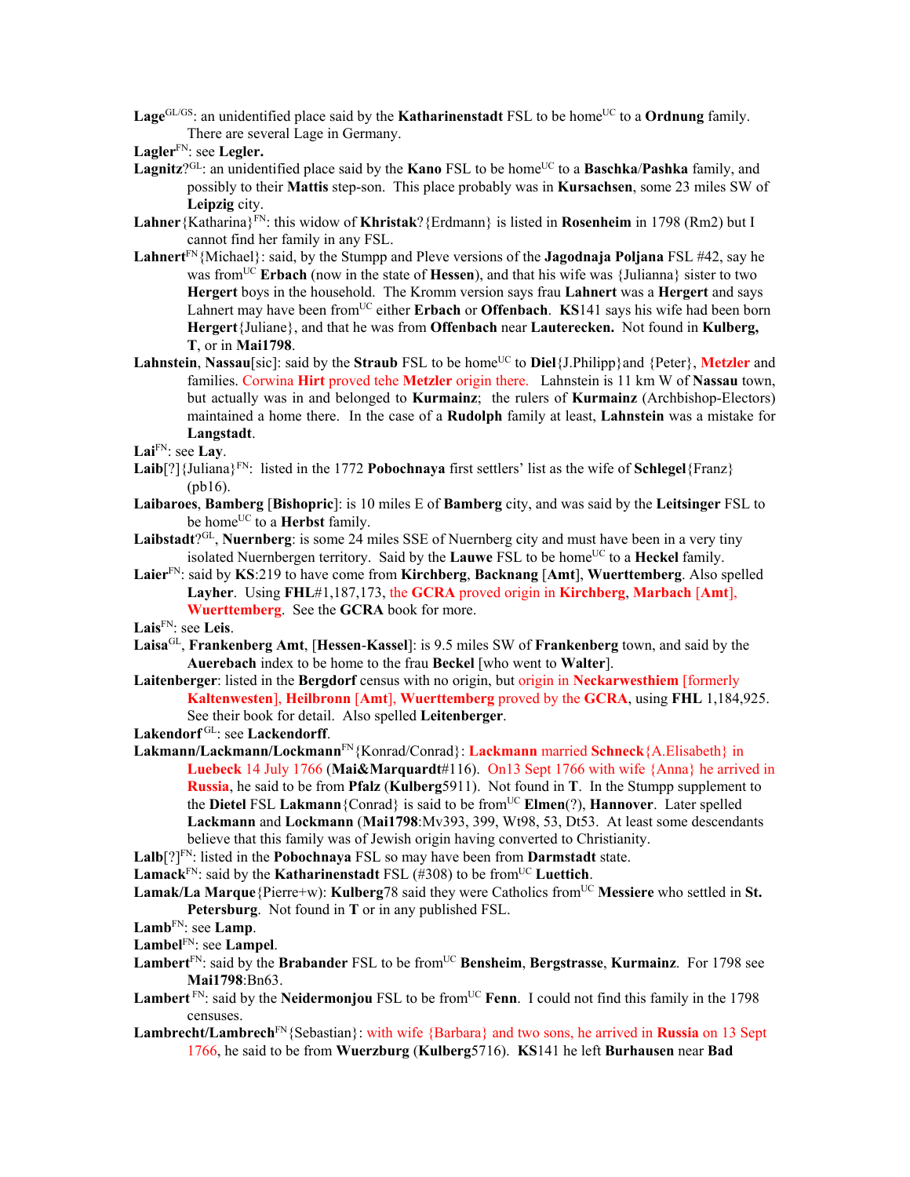**Lage**[GL/GS]: an unidentified place said by the **Katharinenstadt** FSL to be home[UC] to a **Ordnung** family. There are several Lage in Germany.

**Lagler**[FN]: see **Legler.**

**Lagnitz**?[GL]: an unidentified place said by the **Kano** FSL to be home[UC] to a **Baschka**/**Pashka** family, and possibly to their **Mattis** step-son. This place probably was in **Kursachsen**, some 23 miles SW of **Leipzig** city.

**Lahner**{Katharina}[FN]: this widow of **Khristak**?{Erdmann} is listed in **Rosenheim** in 1798 (Rm2) but I cannot find her family in any FSL.

**Lahnert**[FN]{Michael}: said, by the Stumpp and Pleve versions of the **Jagodnaja Poljana** FSL #42, say he was from[UC] **Erbach** (now in the state of **Hessen**), and that his wife was {Julianna} sister to two **Hergert** boys in the household. The Kromm version says frau **Lahnert** was a **Hergert** and says Lahnert may have been from[UC] either **Erbach** or **Offenbach**. **KS**141 says his wife had been born **Hergert**{Juliane}, and that he was from **Offenbach** near **Lauterecken.** Not found in **Kulberg, T**, or in **Mai1798**.

**Lahnstein**, **Nassau**[sic]: said by the **Straub** FSL to be home[UC] to **Diel**{J.Philipp}and {Peter}, **Metzler** and families. Corwina **Hirt** proved tehe **Metzler** origin there. Lahnstein is 11 km W of **Nassau** town, but actually was in and belonged to **Kurmainz**; the rulers of **Kurmainz** (Archbishop-Electors) maintained a home there. In the case of a **Rudolph** family at least, **Lahnstein** was a mistake for **Langstadt**.

**Lai**[FN]: see **Lay**.

**Laib**[?]{Juliana}[FN]: listed in the 1772 **Pobochnaya** first settlers' list as the wife of **Schlegel**{Franz} (pb16).

**Laibaroes**, **Bamberg** [**Bishopric**]: is 10 miles E of **Bamberg** city, and was said by the **Leitsinger** FSL to be home[UC] to a **Herbst** family.

**Laibstadt**?[GL], **Nuernberg**: is some 24 miles SSE of Nuernberg city and must have been in a very tiny isolated Nuernbergen territory. Said by the **Lauwe** FSL to be home[UC] to a **Heckel** family.

**Laier**[FN]: said by **KS**:219 to have come from **Kirchberg**, **Backnang** [**Amt**], **Wuerttemberg**. Also spelled **Layher**. Using **FHL**#1,187,173, the **GCRA** proved origin in **Kirchberg**, **Marbach** [**Amt**], **Wuerttemberg**. See the **GCRA** book for more.

**Lais**[FN]: see **Leis**.

**Laisa**[GL], **Frankenberg Amt**, [**Hessen**-**Kassel**]: is 9.5 miles SW of **Frankenberg** town, and said by the **Auerebach** index to be home to the frau **Beckel** [who went to **Walter**].

**Laitenberger**: listed in the **Bergdorf** census with no origin, but origin in **Neckarwesthiem** [formerly **Kaltenwesten**], **Heilbronn** [**Amt**], **Wuerttemberg** proved by the **GCRA**, using **FHL** 1,184,925. See their book for detail. Also spelled **Leitenberger**.

**Lakendorf**[GL]: see **Lackendorff**.

**Lakmann/Lackmann/Lockmann**[FN]{Konrad/Conrad}: **Lackmann** married **Schneck**{A.Elisabeth} in **Luebeck** 14 July 1766 (**Mai&Marquardt**#116). On13 Sept 1766 with wife {Anna} he arrived in **Russia**, he said to be from **Pfalz** (**Kulberg**5911). Not found in **T**. In the Stumpp supplement to the **Dietel** FSL **Lakmann**{Conrad} is said to be from[UC] **Elmen**(?), **Hannover**. Later spelled **Lackmann** and **Lockmann** (**Mai1798**:Mv393, 399, Wt98, 53, Dt53. At least some descendants believe that this family was of Jewish origin having converted to Christianity.

**Lalb**[?][FN]: listed in the **Pobochnaya** FSL so may have been from **Darmstadt** state.

**Lamack**[FN]: said by the **Katharinenstadt** FSL (#308) to be from[UC] **Luettich**.

**Lamak/La Marque**{Pierre+w): **Kulberg**78 said they were Catholics from[UC] **Messiere** who settled in **St. Petersburg**. Not found in **T** or in any published FSL.

**Lamb**[FN]: see **Lamp**.

**Lambel**[FN]: see **Lampel**.

**Lambert**[FN]: said by the **Brabander** FSL to be from[UC] **Bensheim**, **Bergstrasse**, **Kurmainz**. For 1798 see **Mai1798**:Bn63.

**Lambert** [FN]: said by the **Neidermonjou** FSL to be from[UC] **Fenn**. I could not find this family in the 1798 censuses.

**Lambrecht/Lambrech**[FN]{Sebastian}: with wife {Barbara} and two sons, he arrived in **Russia** on 13 Sept 1766, he said to be from **Wuerzburg** (**Kulberg**5716). **KS**141 he left **Burhausen** near **Bad**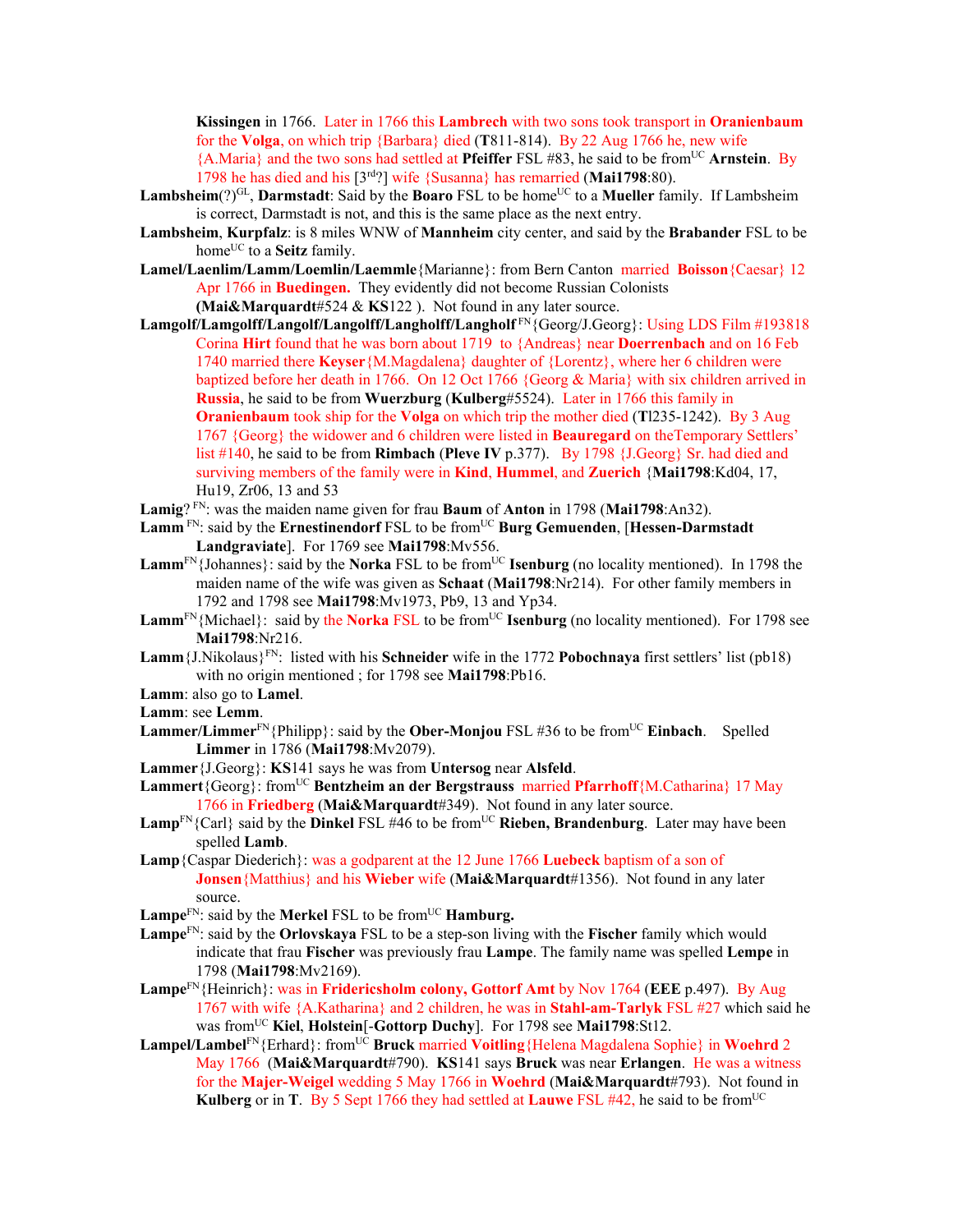**Kissingen** in 1766. Later in 1766 this **Lambrech** with two sons took transport in **Oranienbaum** for the **Volga**, on which trip {Barbara} died (**T**811-814). By 22 Aug 1766 he, new wife {A.Maria} and the two sons had settled at **Pfeiffer** FSL #83, he said to be from[UC] **Arnstein**. By 1798 he has died and his [3[rd]?] wife {Susanna} has remarried (**Mai1798**:80).

**Lambsheim**(?)[GL], **Darmstadt**: Said by the **Boaro** FSL to be home[UC] to a **Mueller** family. If Lambsheim is correct, Darmstadt is not, and this is the same place as the next entry.

**Lambsheim**, **Kurpfalz**: is 8 miles WNW of **Mannheim** city center, and said by the **Brabander** FSL to be home[UC] to a **Seitz** family.

**Lamel/Laenlim/Lamm/Loemlin/Laemmle**{Marianne}: from Bern Canton married **Boisson**{Caesar} 12 Apr 1766 in **Buedingen.** They evidently did not become Russian Colonists **(Mai&Marquardt**#524 & **KS**122 ). Not found in any later source.

**Lamgolf/Lamgolff/Langolf/Langolff/Langholff/Langholf**[FN]{Georg/J.Georg}: Using LDS Film #193818 Corina **Hirt** found that he was born about 1719 to {Andreas} near **Doerrenbach** and on 16 Feb 1740 married there **Keyser**{M.Magdalena} daughter of {Lorentz}, where her 6 children were baptized before her death in 1766. On 12 Oct 1766 {Georg & Maria} with six children arrived in **Russia**, he said to be from **Wuerzburg** (**Kulberg**#5524). Later in 1766 this family in **Oranienbaum** took ship for the **Volga** on which trip the mother died (**T**l235-1242). By 3 Aug 1767 {Georg} the widower and 6 children were listed in **Beauregard** on theTemporary Settlers' list #140, he said to be from **Rimbach** (**Pleve IV** p.377). By 1798 {J.Georg} Sr. had died and surviving members of the family were in **Kind**, **Hummel**, and **Zuerich** {**Mai1798**:Kd04, 17, Hu19, Zr06, 13 and 53

**Lamig**? [FN]: was the maiden name given for frau **Baum** of **Anton** in 1798 (**Mai1798**:An32).

**Lamm** [FN]: said by the **Ernestinendorf** FSL to be from[UC] **Burg Gemuenden**, [**Hessen-Darmstadt Landgraviate**]. For 1769 see **Mai1798**:Mv556.

**Lamm**[FN]{Johannes}: said by the **Norka** FSL to be from[UC] **Isenburg** (no locality mentioned). In 1798 the maiden name of the wife was given as **Schaat** (**Mai1798**:Nr214). For other family members in 1792 and 1798 see **Mai1798**:Mv1973, Pb9, 13 and Yp34.

**Lamm**[FN]{Michael}: said by the **Norka** FSL to be from[UC] **Isenburg** (no locality mentioned). For 1798 see **Mai1798**:Nr216.

**Lamm**{J.Nikolaus}[FN]: listed with his **Schneider** wife in the 1772 **Pobochnaya** first settlers' list (pb18) with no origin mentioned ; for 1798 see **Mai1798**:Pb16.

**Lamm**: also go to **Lamel**.

**Lamm**: see **Lemm**.

**Lammer/Limmer**[FN]{Philipp}: said by the **Ober-Monjou** FSL #36 to be from[UC] **Einbach**. Spelled **Limmer** in 1786 (**Mai1798**:Mv2079).

**Lammer**{J.Georg}: **KS**141 says he was from **Untersog** near **Alsfeld**.

**Lammert**{Georg}: from[UC] **Bentzheim an der Bergstrauss** married **Pfarrhoff**{M.Catharina} 17 May 1766 in **Friedberg** (**Mai&Marquardt**#349). Not found in any later source.

**Lamp**[FN]{Carl} said by the **Dinkel** FSL #46 to be from[UC] **Rieben, Brandenburg**. Later may have been spelled **Lamb**.

**Lamp**{Caspar Diederich}: was a godparent at the 12 June 1766 **Luebeck** baptism of a son of **Jonsen**{Matthius} and his **Wieber** wife (**Mai&Marquardt**#1356). Not found in any later source.

**Lampe**[FN]: said by the **Merkel** FSL to be from[UC] **Hamburg.**

**Lampe**[FN]: said by the **Orlovskaya** FSL to be a step-son living with the **Fischer** family which would indicate that frau **Fischer** was previously frau **Lampe**. The family name was spelled **Lempe** in 1798 (**Mai1798**:Mv2169).

**Lampe**[FN]{Heinrich}: was in **Fridericsholm colony, Gottorf Amt** by Nov 1764 (**EEE** p.497). By Aug 1767 with wife {A.Katharina} and 2 children, he was in **Stahl-am-Tarlyk** FSL #27 which said he was from[UC] **Kiel**, **Holstein**[-**Gottorp Duchy**]. For 1798 see **Mai1798**:St12.

**Lampel/Lambel**[FN]{Erhard}: from[UC] **Bruck** married **Voitling**{Helena Magdalena Sophie} in **Woehrd** 2 May 1766 (**Mai&Marquardt**#790). **KS**141 says **Bruck** was near **Erlangen**. He was a witness for the **Majer-Weigel** wedding 5 May 1766 in **Woehrd** (**Mai&Marquardt**#793). Not found in **Kulberg** or in **T**. By 5 Sept 1766 they had settled at **Lauwe** FSL #42, he said to be from[UC]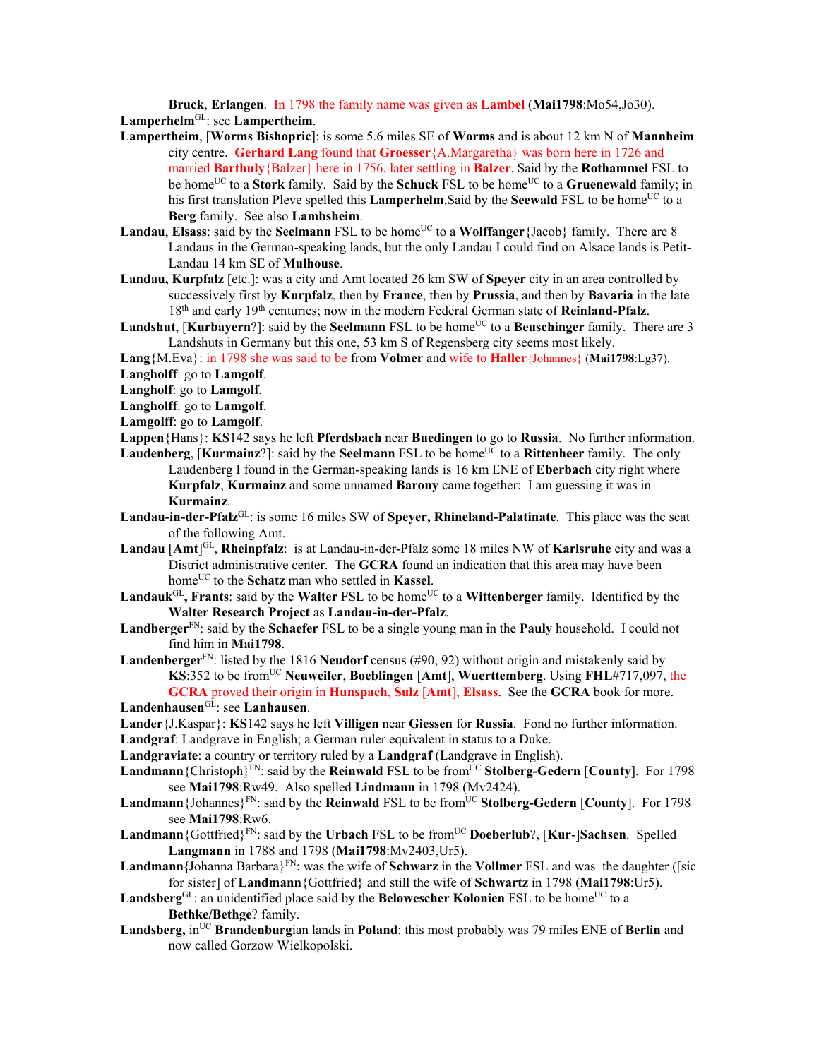**Bruck**, **Erlangen**. In 1798 the family name was given as **Lambel** (**Mai1798**:Mo54,Jo30).

**Lamperhelm**[GL]: see **Lampertheim**.

**Lampertheim**, [**Worms Bishopric**]: is some 5.6 miles SE of **Worms** and is about 12 km N of **Mannheim** city centre. **Gerhard Lang** found that **Groesser**{A.Margaretha} was born here in 1726 and married **Barthuly**{Balzer} here in 1756, later settling in **Balzer**. Said by the **Rothammel** FSL to be home[UC] to a **Stork** family. Said by the **Schuck** FSL to be home[UC] to a **Gruenewald** family; in his first translation Pleve spelled this **Lamperhelm**.Said by the **Seewald** FSL to be home[UC] to a **Berg** family. See also **Lambsheim**.

**Landau**, **Elsass**: said by the **Seelmann** FSL to be home[UC] to a **Wolffanger**{Jacob} family. There are 8 Landaus in the German-speaking lands, but the only Landau I could find on Alsace lands is Petit-Landau 14 km SE of **Mulhouse**.

**Landau, Kurpfalz** [etc.]: was a city and Amt located 26 km SW of **Speyer** city in an area controlled by successively first by **Kurpfalz**, then by **France**, then by **Prussia**, and then by **Bavaria** in the late 18th and early 19th centuries; now in the modern Federal German state of **Reinland-Pfalz**.

**Landshut**, [**Kurbayern**?]: said by the **Seelmann** FSL to be home[UC] to a **Beuschinger** family. There are 3 Landshuts in Germany but this one, 53 km S of Regensberg city seems most likely.

**Lang**{M.Eva}: in 1798 she was said to be from **Volmer** and wife to **Haller**{Johannes} (**Mai1798**:Lg37).

**Langholff**: go to **Lamgolf**.

**Langholf**: go to **Lamgolf**.

**Langholff**: go to **Lamgolf**.

**Lamgolff**: go to **Lamgolf**.

**Lappen**{Hans}: **KS**142 says he left **Pferdsbach** near **Buedingen** to go to **Russia**. No further information.

**Laudenberg**, [**Kurmainz**?]: said by the **Seelmann** FSL to be home[UC] to a **Rittenheer** family. The only Laudenberg I found in the German-speaking lands is 16 km ENE of **Eberbach** city right where **Kurpfalz**, **Kurmainz** and some unnamed **Barony** came together; I am guessing it was in **Kurmainz**.

**Landau-in-der-Pfalz**[GL]: is some 16 miles SW of **Speyer, Rhineland-Palatinate**. This place was the seat of the following Amt.

**Landau** [**Amt**][GL], **Rheinpfalz**: is at Landau-in-der-Pfalz some 18 miles NW of **Karlsruhe** city and was a District administrative center. The **GCRA** found an indication that this area may have been home[UC] to the **Schatz** man who settled in **Kassel**.

**Landauk**[GL]**, Frants**: said by the **Walter** FSL to be home[UC] to a **Wittenberger** family. Identified by the **Walter Research Project** as **Landau-in-der-Pfalz**.

**Landberger**[FN]: said by the **Schaefer** FSL to be a single young man in the **Pauly** household. I could not find him in **Mai1798**.

**Landenberger**[FN]: listed by the 1816 **Neudorf** census (#90, 92) without origin and mistakenly said by **KS**:352 to be from[UC] **Neuweiler**, **Boeblingen** [**Amt**], **Wuerttemberg**. Using **FHL**#717,097, the **GCRA** proved their origin in **Hunspach**, **Sulz** [**Amt**], **Elsass**. See the **GCRA** book for more.

**Landenhausen**[GL]: see **Lanhausen**.

**Lander**{J.Kaspar}: **KS**142 says he left **Villigen** near **Giessen** for **Russia**. Fond no further information.

**Landgraf**: Landgrave in English; a German ruler equivalent in status to a Duke.

**Landgraviate**: a country or territory ruled by a **Landgraf** (Landgrave in English).

**Landmann**{Christoph}[FN]: said by the **Reinwald** FSL to be from[UC] **Stolberg-Gedern** [**County**]. For 1798 see **Mai1798**:Rw49. Also spelled **Lindmann** in 1798 (Mv2424).

**Landmann**{Johannes}[FN]: said by the **Reinwald** FSL to be from[UC] **Stolberg-Gedern** [**County**]. For 1798 see **Mai1798**:Rw6.

**Landmann**{Gottfried}[FN]: said by the **Urbach** FSL to be from[UC] **Doeberlub**?, [**Kur**-]**Sachsen**. Spelled **Langmann** in 1788 and 1798 (**Mai1798**:Mv2403,Ur5).

**Landmann{**Johanna Barbara}[FN]: was the wife of **Schwarz** in the **Vollmer** FSL and was the daughter ([sic for sister] of **Landmann**{Gottfried} and still the wife of **Schwartz** in 1798 (**Mai1798**:Ur5).

**Landsberg**[GL]: an unidentified place said by the **Belowescher Kolonien** FSL to be home[UC] to a **Bethke/Bethge**? family.

**Landsberg,** in[UC] **Brandenburg**ian lands in **Poland**: this most probably was 79 miles ENE of **Berlin** and now called Gorzow Wielkopolski.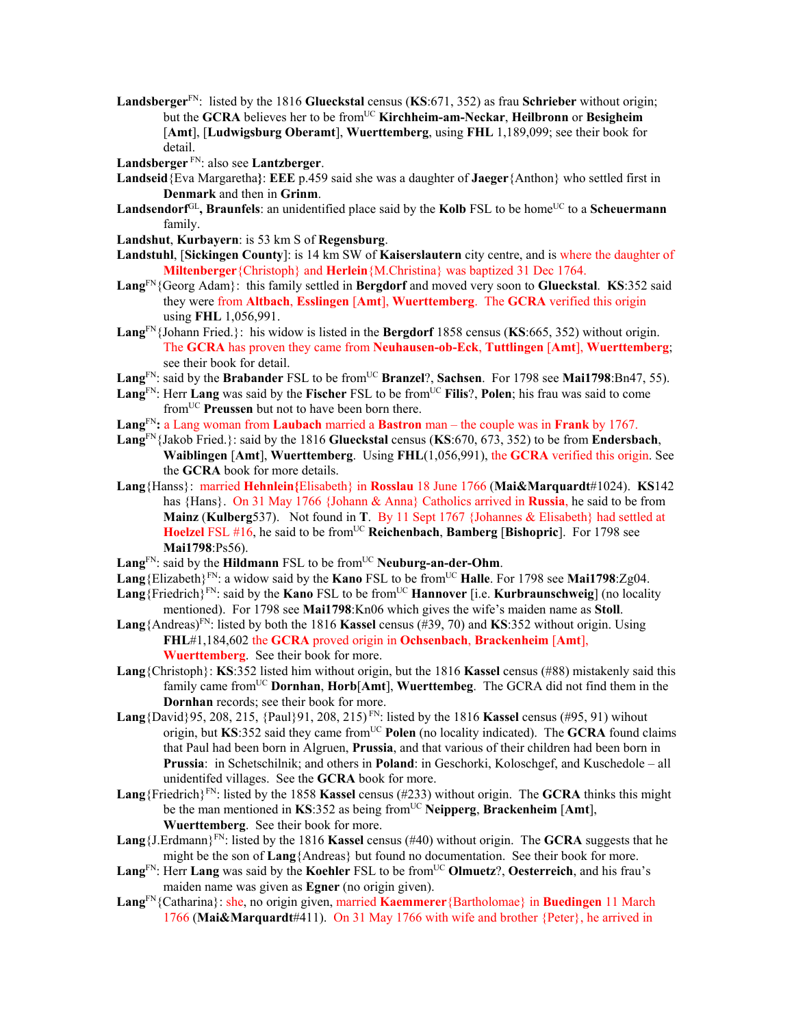**Landsberger**FN: listed by the 1816 **Glueckstal** census (**KS**:671, 352) as frau **Schrieber** without origin; but the **GCRA** believes her to be fromUC **Kirchheim-am-Neckar**, **Heilbronn** or **Besigheim** [**Amt**], [**Ludwigsburg Oberamt**], **Wuerttemberg**, using **FHL** 1,189,099; see their book for detail.

**Landsberger** FN: also see **Lantzberger**.

**Landseid**{Eva Margaretha}: **EEE** p.459 said she was a daughter of **Jaeger**{Anthon} who settled first in **Denmark** and then in **Grimm**.

**Landsendorf**GL**, Braunfels**: an unidentified place said by the **Kolb** FSL to be homeUC to a **Scheuermann** family.

**Landshut**, **Kurbayern**: is 53 km S of **Regensburg**.

**Landstuhl**, [**Sickingen County**]: is 14 km SW of **Kaiserslautern** city centre, and is where the daughter of **Miltenberger**{Christoph} and **Herlein**{M.Christina} was baptized 31 Dec 1764.

**Lang**FN{Georg Adam}: this family settled in **Bergdorf** and moved very soon to **Glueckstal**. **KS**:352 said they were from **Altbach**, **Esslingen** [**Amt**], **Wuerttemberg**. The **GCRA** verified this origin using **FHL** 1,056,991.

**Lang**FN{Johann Fried.}: his widow is listed in the **Bergdorf** 1858 census (**KS**:665, 352) without origin. The **GCRA** has proven they came from **Neuhausen-ob-Eck**, **Tuttlingen** [**Amt**], **Wuerttemberg**; see their book for detail.

**Lang**FN: said by the **Brabander** FSL to be fromUC **Branzel**?, **Sachsen**. For 1798 see **Mai1798**:Bn47, 55).

**Lang**FN: Herr **Lang** was said by the **Fischer** FSL to be fromUC **Filis**?, **Polen**; his frau was said to come fromUC **Preussen** but not to have been born there.

**Lang**FN**:** a Lang woman from **Laubach** married a **Bastron** man – the couple was in **Frank** by 1767.

**Lang**FN{Jakob Fried.}: said by the 1816 **Glueckstal** census (**KS**:670, 673, 352) to be from **Endersbach**, **Waiblingen** [**Amt**], **Wuerttemberg**. Using **FHL**(1,056,991), the **GCRA** verified this origin. See the **GCRA** book for more details.

**Lang**{Hanss}: married **Hehnlein**{Elisabeth} in **Rosslau** 18 June 1766 (**Mai&Marquardt**#1024). **KS**142 has {Hans}. On 31 May 1766 {Johann & Anna} Catholics arrived in **Russia**, he said to be from **Mainz** (**Kulberg**537). Not found in **T**. By 11 Sept 1767 {Johannes & Elisabeth} had settled at **Hoelzel** FSL #16, he said to be fromUC **Reichenbach**, **Bamberg** [**Bishopric**]. For 1798 see **Mai1798**:Ps56).

**Lang**FN: said by the **Hildmann** FSL to be fromUC **Neuburg-an-der-Ohm**.

**Lang**{Elizabeth}FN: a widow said by the **Kano** FSL to be fromUC **Halle**. For 1798 see **Mai1798**:Zg04.

**Lang**{Friedrich}FN: said by the **Kano** FSL to be fromUC **Hannover** [i.e. **Kurbraunschweig**] (no locality mentioned). For 1798 see **Mai1798**:Kn06 which gives the wife's maiden name as **Stoll**.

**Lang**{Andreas)FN: listed by both the 1816 **Kassel** census (#39, 70) and **KS**:352 without origin. Using **FHL**#1,184,602 the **GCRA** proved origin in **Ochsenbach**, **Brackenheim** [**Amt**], **Wuerttemberg**. See their book for more.

**Lang**{Christoph}: **KS**:352 listed him without origin, but the 1816 **Kassel** census (#88) mistakenly said this family came fromUC **Dornhan**, **Horb**[**Amt**], **Wuerttembeg**. The GCRA did not find them in the **Dornhan** records; see their book for more.

**Lang**{David}95, 208, 215, {Paul}91, 208, 215)FN: listed by the 1816 **Kassel** census (#95, 91) wihout origin, but **KS**:352 said they came fromUC **Polen** (no locality indicated). The **GCRA** found claims that Paul had been born in Algruen, **Prussia**, and that various of their children had been born in **Prussia**: in Schetschilnik; and others in **Poland**: in Geschorki, Koloschgef, and Kuschedole – all unidentifed villages. See the **GCRA** book for more.

**Lang**{Friedrich}FN: listed by the 1858 **Kassel** census (#233) without origin. The **GCRA** thinks this might be the man mentioned in **KS**:352 as being fromUC **Neipperg**, **Brackenheim** [**Amt**], **Wuerttemberg**. See their book for more.

**Lang**{J.Erdmann}FN: listed by the 1816 **Kassel** census (#40) without origin. The **GCRA** suggests that he might be the son of **Lang**{Andreas} but found no documentation. See their book for more.

**Lang**FN: Herr **Lang** was said by the **Koehler** FSL to be fromUC **Olmuetz**?, **Oesterreich**, and his frau's maiden name was given as **Egner** (no origin given).

**Lang**FN{Catharina}: she, no origin given, married **Kaemmerer**{Bartholomae} in **Buedingen** 11 March 1766 (**Mai&Marquardt**#411). On 31 May 1766 with wife and brother {Peter}, he arrived in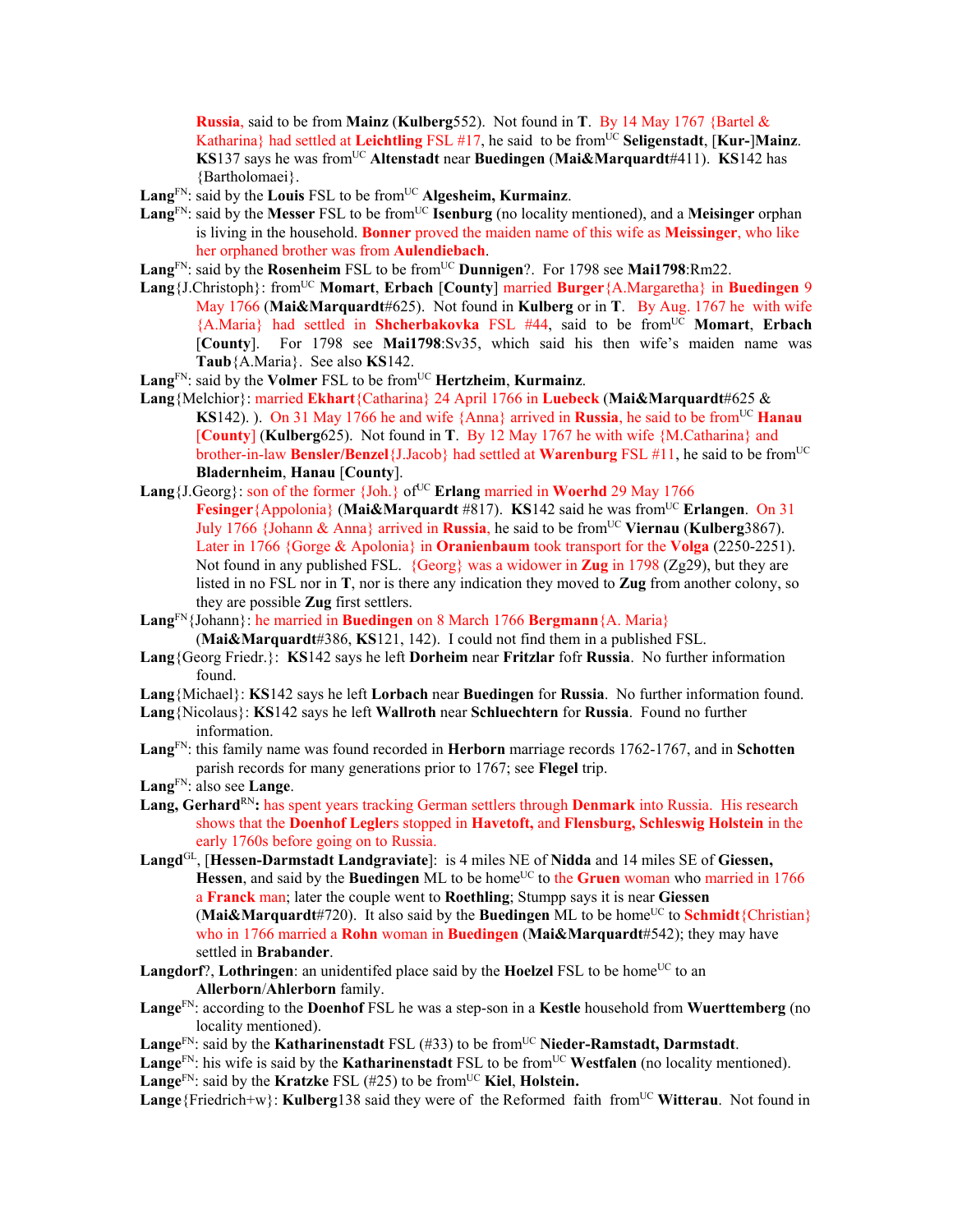**Russia**, said to be from **Mainz** (**Kulberg**552). Not found in **T**. By 14 May 1767 {Bartel & Katharina} had settled at **Leichtling** FSL #17, he said to be from[UC] **Seligenstadt**, [**Kur-**]**Mainz**. **KS**137 says he was from[UC] **Altenstadt** near **Buedingen** (**Mai&Marquardt**#411). **KS**142 has {Bartholomaei}.

**Lang**[FN]: said by the **Louis** FSL to be from[UC] **Algesheim, Kurmainz**.

**Lang**[FN]: said by the **Messer** FSL to be from[UC] **Isenburg** (no locality mentioned), and a **Meisinger** orphan is living in the household. **Bonner** proved the maiden name of this wife as **Meissinger**, who like her orphaned brother was from **Aulendiebach**.

**Lang**[FN]: said by the **Rosenheim** FSL to be from[UC] **Dunnigen**?. For 1798 see **Mai1798**:Rm22.

**Lang**{J.Christoph}: from[UC] **Momart**, **Erbach** [**County**] married **Burger**{A.Margaretha} in **Buedingen** 9 May 1766 (**Mai&Marquardt**#625). Not found in **Kulberg** or in **T**. By Aug. 1767 he with wife {A.Maria} had settled in **Shcherbakovka** FSL #44, said to be from[UC] **Momart**, **Erbach** [**County**]. For 1798 see **Mai1798**:Sv35, which said his then wife's maiden name was **Taub**{A.Maria}. See also **KS**142.

**Lang**[FN]: said by the **Volmer** FSL to be from[UC] **Hertzheim**, **Kurmainz**.

**Lang**{Melchior}: married **Ekhart**{Catharina} 24 April 1766 in **Luebeck** (**Mai&Marquardt**#625 & **KS**142). ). On 31 May 1766 he and wife {Anna} arrived in **Russia**, he said to be from[UC] **Hanau** [**County**] (**Kulberg**625). Not found in **T**. By 12 May 1767 he with wife {M.Catharina} and brother-in-law **Bensler/Benzel**{J.Jacob} had settled at **Warenburg** FSL #11, he said to be from[UC] **Bladernheim**, **Hanau** [**County**].

**Lang**{J.Georg}: son of the former {Joh.} of[UC] **Erlang** married in **Woerhd** 29 May 1766 **Fesinger**{Appolonia} (**Mai&Marquardt** #817). **KS**142 said he was from[UC] **Erlangen**. On 31 July 1766 {Johann & Anna} arrived in **Russia**, he said to be from[UC] **Viernau** (**Kulberg**3867). Later in 1766 {Gorge & Apolonia} in **Oranienbaum** took transport for the **Volga** (2250-2251). Not found in any published FSL. {Georg} was a widower in **Zug** in 1798 (Zg29), but they are listed in no FSL nor in **T**, nor is there any indication they moved to **Zug** from another colony, so they are possible **Zug** first settlers.

**Lang**[FN]{Johann}: he married in **Buedingen** on 8 March 1766 **Bergmann**{A. Maria} (**Mai&Marquardt**#386, **KS**121, 142). I could not find them in a published FSL.

**Lang**{Georg Friedr.}: **KS**142 says he left **Dorheim** near **Fritzlar** fofr **Russia**. No further information found.

**Lang**{Michael}: **KS**142 says he left **Lorbach** near **Buedingen** for **Russia**. No further information found.

**Lang**{Nicolaus}: **KS**142 says he left **Wallroth** near **Schluechtern** for **Russia**. Found no further information.

**Lang**[FN]: this family name was found recorded in **Herborn** marriage records 1762-1767, and in **Schotten** parish records for many generations prior to 1767; see **Flegel** trip.

**Lang**[FN]: also see **Lange**.

**Lang, Gerhard**[RN]**:** has spent years tracking German settlers through **Denmark** into Russia. His research shows that the **Doenhof Legler**s stopped in **Havetoft,** and **Flensburg, Schleswig Holstein** in the early 1760s before going on to Russia.

**Langd**[GL], [**Hessen-Darmstadt Landgraviate**]: is 4 miles NE of **Nidda** and 14 miles SE of **Giessen, Hessen**, and said by the **Buedingen** ML to be home[UC] to the **Gruen** woman who married in 1766 a **Franck** man; later the couple went to **Roethling**; Stumpp says it is near **Giessen** (**Mai&Marquardt**#720). It also said by the **Buedingen** ML to be home[UC] to **Schmidt**{Christian} who in 1766 married a **Rohn** woman in **Buedingen** (**Mai&Marquardt**#542); they may have settled in **Brabander**.

**Langdorf**?, **Lothringen**: an unidentifed place said by the **Hoelzel** FSL to be home[UC] to an **Allerborn**/**Ahlerborn** family.

**Lange**[FN]: according to the **Doenhof** FSL he was a step-son in a **Kestle** household from **Wuerttemberg** (no locality mentioned).

**Lange**[FN]: said by the **Katharinenstadt** FSL (#33) to be from[UC] **Nieder-Ramstadt, Darmstadt**.

**Lange**[FN]: his wife is said by the **Katharinenstadt** FSL to be from[UC] **Westfalen** (no locality mentioned).

**Lange**[FN]: said by the **Kratzke** FSL (#25) to be from[UC] **Kiel**, **Holstein.**

**Lange**{Friedrich+w}: **Kulberg**138 said they were of the Reformed faith from[UC] **Witterau**. Not found in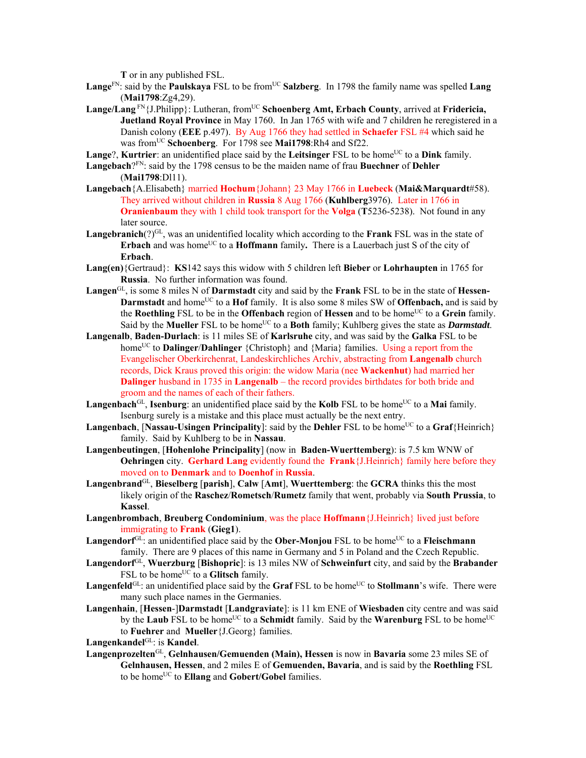**T** or in any published FSL.

**Lange**[FN]: said by the **Paulskaya** FSL to be from[UC] **Salzberg**. In 1798 the family name was spelled **Lang** (**Mai1798**:Zg4,29).

**Lange/Lang** [FN]{J.Philipp}: Lutheran, from[UC] **Schoenberg Amt, Erbach County**, arrived at **Fridericia, Juetland Royal Province** in May 1760. In Jan 1765 with wife and 7 children he reregistered in a Danish colony (**EEE** p.497). By Aug 1766 they had settled in **Schaefer** FSL #4 which said he was from[UC] **Schoenberg**. For 1798 see **Mai1798**:Rh4 and Sf22.

**Lange**?, **Kurtrier**: an unidentified place said by the **Leitsinger** FSL to be home[UC] to a **Dink** family.

**Langebach**?[FN]: said by the 1798 census to be the maiden name of frau **Buechner** of **Dehler** (**Mai1798**:Dl11).

**Langebach**{A.Elisabeth} married **Hochum**{Johann} 23 May 1766 in **Luebeck** (**Mai&Marquardt**#58). They arrived without children in **Russia** 8 Aug 1766 (**Kuhlberg**3976). Later in 1766 in **Oranienbaum** they with 1 child took transport for the **Volga** (**T**5236-5238). Not found in any later source.

**Langebranich**(?)[GL], was an unidentified locality which according to the **Frank** FSL was in the state of **Erbach** and was home[UC] to a **Hoffmann** family**.** There is a Lauerbach just S of the city of **Erbach**.

**Lang(en)**{Gertraud}: **KS**142 says this widow with 5 children left **Bieber** or **Lohrhaupten** in 1765 for **Russia**. No further information was found.

**Langen**[GL], is some 8 miles N of **Darmstadt** city and said by the **Frank** FSL to be in the state of **Hessen-Darmstadt** and home[UC] to a **Hof** family. It is also some 8 miles SW of **Offenbach,** and is said by the **Roethling** FSL to be in the **Offenbach** region of **Hessen** and to be home[UC] to a **Grein** family. Said by the **Mueller** FSL to be home[UC] to a **Both** family; Kuhlberg gives the state as ***Darmstadt.***

**Langenalb**, **Baden-Durlach**: is 11 miles SE of **Karlsruhe** city, and was said by the **Galka** FSL to be home[UC] to **Dalinger**/**Dahlinger** {Christoph} and {Maria} families. Using a report from the Evangelischer Oberkirchenrat, Landeskirchliches Archiv, abstracting from **Langenalb** church records, Dick Kraus proved this origin: the widow Maria (nee **Wackenhut**) had married her **Dalinger** husband in 1735 in **Langenalb** – the record provides birthdates for both bride and groom and the names of each of their fathers.

**Langenbach**[GL], **Isenburg**: an unidentified place said by the **Kolb** FSL to be home[UC] to a **Mai** family. Isenburg surely is a mistake and this place must actually be the next entry.

**Langenbach**, [**Nassau-Usingen Principality**]: said by the **Dehler** FSL to be home[UC] to a **Graf**{Heinrich} family. Said by Kuhlberg to be in **Nassau**.

**Langenbeutingen**, [**Hohenlohe Principality**] (now in **Baden-Wuerttemberg**): is 7.5 km WNW of **Oehringen** city. **Gerhard Lang** evidently found the **Frank**{J.Heinrich} family here before they moved on to **Denmark** and to **Doenhof** in **Russia**.

**Langenbrand**[GL], **Bieselberg** [**parish**], **Calw** [**Amt**], **Wuerttemberg**: the **GCRA** thinks this the most likely origin of the **Raschez**/**Rometsch**/**Rumetz** family that went, probably via **South Prussia**, to **Kassel**.

**Langenbrombach**, **Breuberg Condominium**, was the place **Hoffmann**{J.Heinrich} lived just before immigrating to **Frank** (**Gieg1**).

**Langendorf**[GL]: an unidentified place said by the **Ober-Monjou** FSL to be home[UC] to a **Fleischmann** family. There are 9 places of this name in Germany and 5 in Poland and the Czech Republic.

**Langendorf**[GL], **Wuerzburg** [**Bishopric**]: is 13 miles NW of **Schweinfurt** city, and said by the **Brabander** FSL to be home[UC] to a **Glitsch** family.

**Langenfeld**[GL]: an unidentified place said by the **Graf** FSL to be home[UC] to **Stollmann**'s wife. There were many such place names in the Germanies.

**Langenhain**, [**Hessen**-]**Darmstadt** [**Landgraviate**]: is 11 km ENE of **Wiesbaden** city centre and was said by the **Laub** FSL to be home[UC] to a **Schmidt** family. Said by the **Warenburg** FSL to be home[UC] to **Fuehrer** and **Mueller**{J.Georg} families.

**Langenkandel**[GL]: is **Kandel**.

**Langenprozelten**[GL], **Gelnhausen/Gemuenden (Main), Hessen** is now in **Bavaria** some 23 miles SE of **Gelnhausen, Hessen**, and 2 miles E of **Gemuenden, Bavaria**, and is said by the **Roethling** FSL to be home[UC] to **Ellang** and **Gobert/Gobel** families.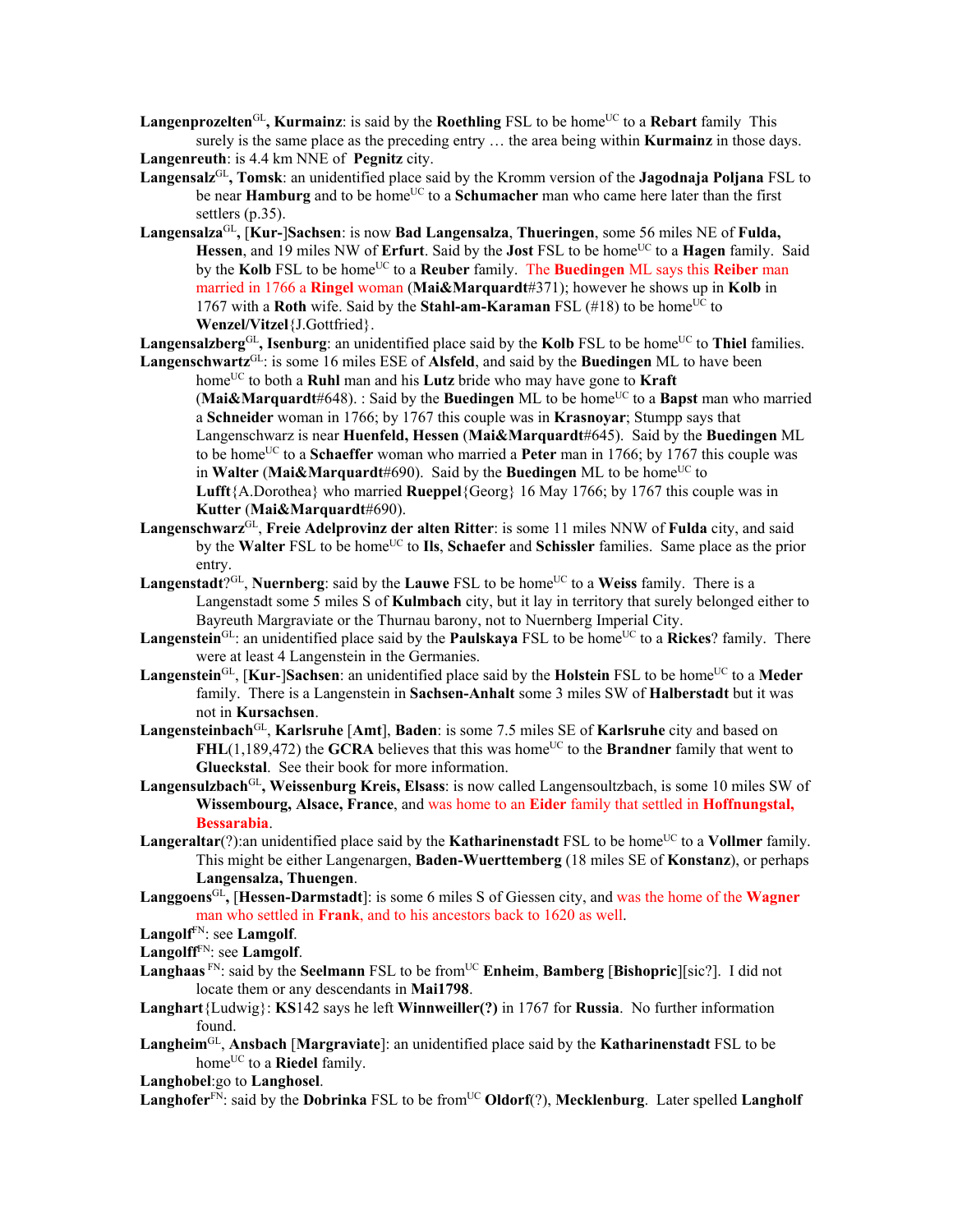**Langenprozelten**[GL]**, Kurmainz**: is said by the **Roethling** FSL to be home[UC] to a **Rebart** family This surely is the same place as the preceding entry … the area being within **Kurmainz** in those days.

**Langenreuth**: is 4.4 km NNE of **Pegnitz** city.

**Langensalz**[GL]**, Tomsk**: an unidentified place said by the Kromm version of the **Jagodnaja Poljana** FSL to be near **Hamburg** and to be home[UC] to a **Schumacher** man who came here later than the first settlers (p.35).

**Langensalza**[GL]**,** [**Kur-**]**Sachsen**: is now **Bad Langensalza**, **Thueringen**, some 56 miles NE of **Fulda, Hessen**, and 19 miles NW of **Erfurt**. Said by the **Jost** FSL to be home[UC] to a **Hagen** family. Said by the **Kolb** FSL to be home[UC] to a **Reuber** family. The **Buedingen** ML says this **Reiber** man married in 1766 a **Ringel** woman (**Mai&Marquardt**#371); however he shows up in **Kolb** in 1767 with a **Roth** wife. Said by the **Stahl-am-Karaman** FSL (#18) to be home[UC] to **Wenzel/Vitzel**{J.Gottfried}.

**Langensalzberg**[GL]**, Isenburg**: an unidentified place said by the **Kolb** FSL to be home[UC] to **Thiel** families.

**Langenschwartz**[GL]: is some 16 miles ESE of **Alsfeld**, and said by the **Buedingen** ML to have been home[UC] to both a **Ruhl** man and his **Lutz** bride who may have gone to **Kraft** (**Mai&Marquardt**#648). : Said by the **Buedingen** ML to be home[UC] to a **Bapst** man who married a **Schneider** woman in 1766; by 1767 this couple was in **Krasnoyar**; Stumpp says that Langenschwarz is near **Huenfeld, Hessen** (**Mai&Marquardt**#645). Said by the **Buedingen** ML to be home[UC] to a **Schaeffer** woman who married a **Peter** man in 1766; by 1767 this couple was in **Walter** (**Mai&Marquardt**#690). Said by the **Buedingen** ML to be home[UC] to **Lufft**{A.Dorothea} who married **Rueppel**{Georg} 16 May 1766; by 1767 this couple was in **Kutter** (**Mai&Marquardt**#690).

**Langenschwarz**[GL], **Freie Adelprovinz der alten Ritter**: is some 11 miles NNW of **Fulda** city, and said by the **Walter** FSL to be home[UC] to **Ils**, **Schaefer** and **Schissler** families. Same place as the prior entry.

**Langenstadt**?[GL], **Nuernberg**: said by the **Lauwe** FSL to be home[UC] to a **Weiss** family. There is a Langenstadt some 5 miles S of **Kulmbach** city, but it lay in territory that surely belonged either to Bayreuth Margraviate or the Thurnau barony, not to Nuernberg Imperial City.

**Langenstein**[GL]: an unidentified place said by the **Paulskaya** FSL to be home[UC] to a **Rickes**? family. There were at least 4 Langenstein in the Germanies.

**Langenstein**[GL], [**Kur**-]**Sachsen**: an unidentified place said by the **Holstein** FSL to be home[UC] to a **Meder** family. There is a Langenstein in **Sachsen-Anhalt** some 3 miles SW of **Halberstadt** but it was not in **Kursachsen**.

**Langensteinbach**[GL], **Karlsruhe** [**Amt**], **Baden**: is some 7.5 miles SE of **Karlsruhe** city and based on **FHL**(1,189,472) the **GCRA** believes that this was home[UC] to the **Brandner** family that went to **Glueckstal**. See their book for more information.

**Langensulzbach**[GL]**, Weissenburg Kreis, Elsass**: is now called Langensoultzbach, is some 10 miles SW of **Wissembourg, Alsace, France**, and was home to an **Eider** family that settled in **Hoffnungstal, Bessarabia**.

**Langeraltar**(?):an unidentified place said by the **Katharinenstadt** FSL to be home[UC] to a **Vollmer** family. This might be either Langenargen, **Baden-Wuerttemberg** (18 miles SE of **Konstanz**), or perhaps **Langensalza, Thuengen**.

**Langgoens**[GL]**,** [**Hessen-Darmstadt**]: is some 6 miles S of Giessen city, and was the home of the **Wagner** man who settled in **Frank**, and to his ancestors back to 1620 as well.

**Langolf**[FN]: see **Lamgolf**.

**Langolff**[FN]: see **Lamgolf**.

**Langhaas** [FN]: said by the **Seelmann** FSL to be from[UC] **Enheim**, **Bamberg** [**Bishopric**][sic?]. I did not locate them or any descendants in **Mai1798**.

**Langhart**{Ludwig}: **KS**142 says he left **Winnweiller(?)** in 1767 for **Russia**. No further information found.

**Langheim**[GL], **Ansbach** [**Margraviate**]: an unidentified place said by the **Katharinenstadt** FSL to be home[UC] to a **Riedel** family.

**Langhobel**:go to **Langhosel**.

**Langhofer**[FN]: said by the **Dobrinka** FSL to be from[UC] **Oldorf**(?), **Mecklenburg**. Later spelled **Langholf**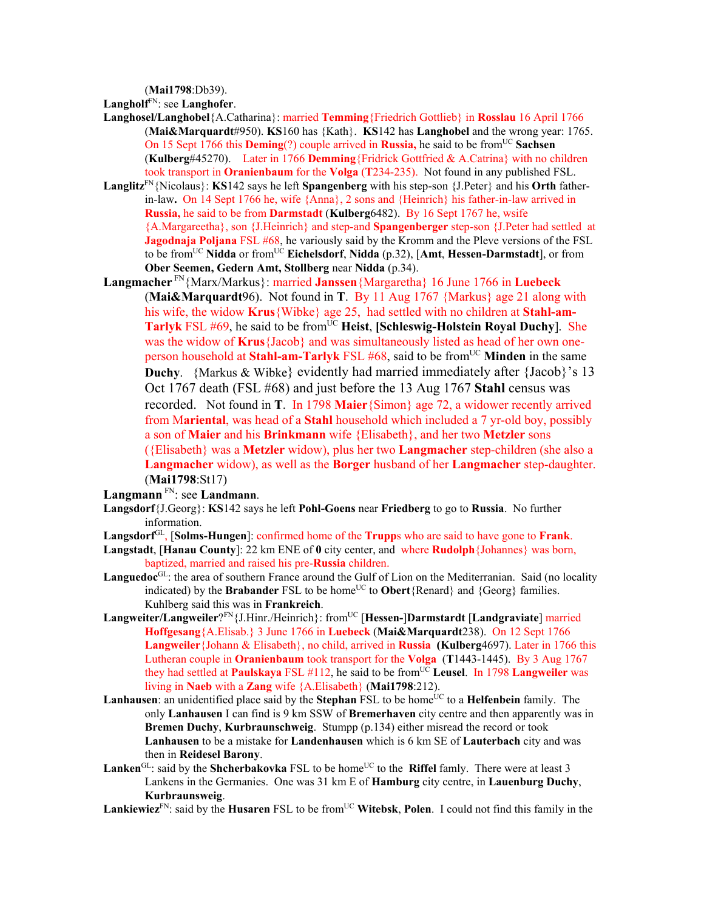(**Mai1798**:Db39).

**Langholf**[FN]: see **Langhofer**.

**Langhosel/Langhobel**{A.Catharina}: married **Temming**{Friedrich Gottlieb} in **Rosslau** 16 April 1766 (**Mai&Marquardt**#950). **KS**160 has {Kath}. **KS**142 has **Langhobel** and the wrong year: 1765. On 15 Sept 1766 this **Deming**(?) couple arrived in **Russia,** he said to be from[UC] **Sachsen** (**Kulberg**#45270). Later in 1766 **Demming**{Fridrick Gottfried & A.Catrina} with no children took transport in **Oranienbaum** for the **Volga** (**T**234-235). Not found in any published FSL.

**Langlitz**[FN]{Nicolaus}: **KS**142 says he left **Spangenberg** with his step-son {J.Peter} and his **Orth** father-in-law**.** On 14 Sept 1766 he, wife {Anna}, 2 sons and {Heinrich} his father-in-law arrived in **Russia,** he said to be from **Darmstadt** (**Kulberg**6482). By 16 Sept 1767 he, wsife {A.Margareetha}, son {J.Heinrich} and step-and **Spangenberger** step-son {J.Peter had settled at **Jagodnaja Poljana** FSL #68, he variously said by the Kromm and the Pleve versions of the FSL to be from[UC] **Nidda** or from[UC] **Eichelsdorf**, **Nidda** (p.32), [**Amt**, **Hessen-Darmstadt**], or from **Ober Seemen, Gedern Amt, Stollberg** near **Nidda** (p.34).

**Langmacher**[FN]{Marx/Markus}: married **Janssen**{Margaretha} 16 June 1766 in **Luebeck** (**Mai&Marquardt**96). Not found in **T**. By 11 Aug 1767 {Markus} age 21 along with his wife, the widow **Krus**{Wibke} age 25, had settled with no children at **Stahl-am-Tarlyk** FSL #69, he said to be from[UC] **Heist**, **[Schleswig-Holstein Royal Duchy**]. She was the widow of **Krus**{Jacob} and was simultaneously listed as head of her own one-person household at **Stahl-am-Tarlyk** FSL #68, said to be from[UC] **Minden** in the same **Duchy**. {Markus & Wibke} evidently had married immediately after {Jacob}'s 13 Oct 1767 death (FSL #68) and just before the 13 Aug 1767 **Stahl** census was recorded. Not found in **T**. In 1798 **Maier**{Simon} age 72, a widower recently arrived from M**ariental**, was head of a **Stahl** household which included a 7 yr-old boy, possibly a son of **Maier** and his **Brinkmann** wife {Elisabeth}, and her two **Metzler** sons ({Elisabeth} was a **Metzler** widow), plus her two **Langmacher** step-children (she also a **Langmacher** widow), as well as the **Borger** husband of her **Langmacher** step-daughter. (**Mai1798**:St17)

**Langmann**[FN]: see **Landmann**.

**Langsdorf**{J.Georg}: **KS**142 says he left **Pohl-Goens** near **Friedberg** to go to **Russia**. No further information.

**Langsdorf**[GL], [**Solms-Hungen**]: confirmed home of the **Trupp**s who are said to have gone to **Frank**.

**Langstadt**, [**Hanau County**]: 22 km ENE of **0** city center, and where **Rudolph**{Johannes} was born, baptized, married and raised his pre-**Russia** children.

**Languedoc**[GL]: the area of southern France around the Gulf of Lion on the Mediterranian. Said (no locality indicated) by the **Brabander** FSL to be home[UC] to **Obert**{Renard} and {Georg} families. Kuhlberg said this was in **Frankreich**.

**Langweiter/Langweiler**?[FN]{J.Hinr./Heinrich}: from[UC] [**Hessen-**]**Darmstardt** [**Landgraviate**] married **Hoffgesang**{A.Elisab.} 3 June 1766 in **Luebeck** (**Mai&Marquardt**238). On 12 Sept 1766 **Langweiler**{Johann & Elisabeth}, no child, arrived in **Russia** (**Kulberg**4697). Later in 1766 this Lutheran couple in **Oranienbaum** took transport for the **Volga** (**T**1443-1445). By 3 Aug 1767 they had settled at **Paulskaya** FSL #112, he said to be from[UC] **Leusel**. In 1798 **Langweiler** was living in **Naeb** with a **Zang** wife {A.Elisabeth} (**Mai1798**:212).

**Lanhausen**: an unidentified place said by the **Stephan** FSL to be home[UC] to a **Helfenbein** family. The only **Lanhausen** I can find is 9 km SSW of **Bremerhaven** city centre and then apparently was in **Bremen Duchy**, **Kurbraunschweig**. Stumpp (p.134) either misread the record or took **Lanhausen** to be a mistake for **Landenhausen** which is 6 km SE of **Lauterbach** city and was then in **Reidesel Barony**.

**Lanken**[GL]: said by the **Shcherbakovka** FSL to be home[UC] to the **Riffel** famly. There were at least 3 Lankens in the Germanies. One was 31 km E of **Hamburg** city centre, in **Lauenburg Duchy**, **Kurbraunsweig**.

**Lankiewiez**[FN]: said by the **Husaren** FSL to be from[UC] **Witebsk**, **Polen**. I could not find this family in the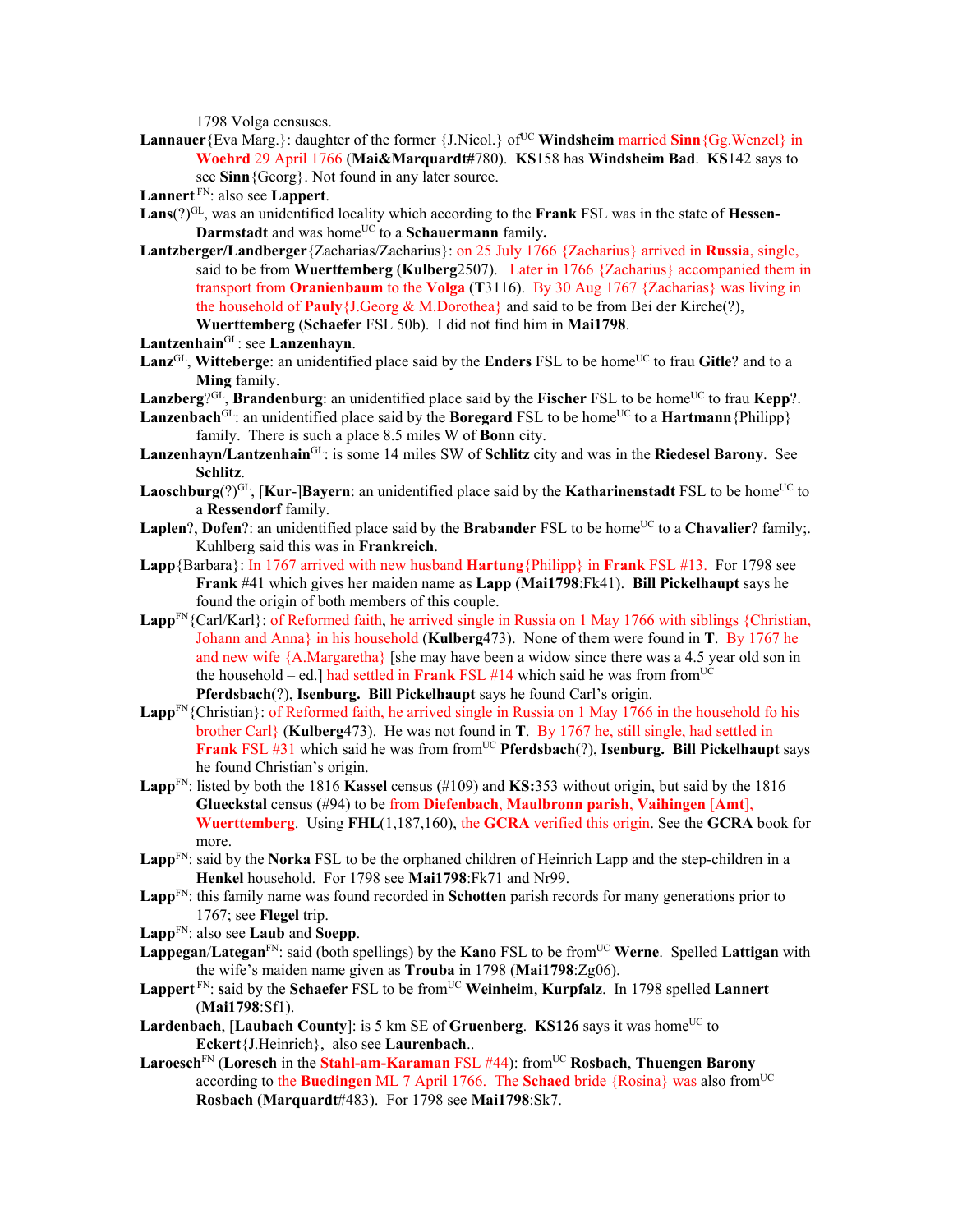1798 Volga censuses.

**Lannauer**{Eva Marg.}: daughter of the former {J.Nicol.} of[UC] **Windsheim** married **Sinn**{Gg.Wenzel} in **Woehrd** 29 April 1766 (**Mai&Marquardt#**780). **KS**158 has **Windsheim Bad**. **KS**142 says to see **Sinn**{Georg}. Not found in any later source.

**Lannert** [FN]: also see **Lappert**.

**Lans**(?)[GL], was an unidentified locality which according to the **Frank** FSL was in the state of **Hessen-Darmstadt** and was home[UC] to a **Schauermann** family**.**

**Lantzberger/Landberger**{Zacharias/Zacharius}: on 25 July 1766 {Zacharius} arrived in **Russia**, single, said to be from **Wuerttemberg** (**Kulberg**2507). Later in 1766 {Zacharius} accompanied them in transport from **Oranienbaum** to the **Volga** (**T**3116). By 30 Aug 1767 {Zacharias} was living in the household of **Pauly**{J.Georg & M.Dorothea} and said to be from Bei der Kirche(?), **Wuerttemberg** (**Schaefer** FSL 50b). I did not find him in **Mai1798**.

**Lantzenhain**[GL]: see **Lanzenhayn**.

**Lanz**[GL], **Witteberge**: an unidentified place said by the **Enders** FSL to be home[UC] to frau **Gitle**? and to a **Ming** family.

**Lanzberg**?[GL], **Brandenburg**: an unidentified place said by the **Fischer** FSL to be home[UC] to frau **Kepp**?.

**Lanzenbach**[GL]: an unidentified place said by the **Boregard** FSL to be home[UC] to a **Hartmann**{Philipp} family. There is such a place 8.5 miles W of **Bonn** city.

**Lanzenhayn/Lantzenhain**[GL]: is some 14 miles SW of **Schlitz** city and was in the **Riedesel Barony**. See **Schlitz**.

**Laoschburg**(?)[GL], [**Kur**-]**Bayern**: an unidentified place said by the **Katharinenstadt** FSL to be home[UC] to a **Ressendorf** family.

**Laplen**?, **Dofen**?: an unidentified place said by the **Brabander** FSL to be home[UC] to a **Chavalier**? family;. Kuhlberg said this was in **Frankreich**.

**Lapp**{Barbara}: In 1767 arrived with new husband **Hartung**{Philipp} in **Frank** FSL #13. For 1798 see **Frank** #41 which gives her maiden name as **Lapp** (**Mai1798**:Fk41). **Bill Pickelhaupt** says he found the origin of both members of this couple.

**Lapp**[FN]{Carl/Karl}: of Reformed faith, he arrived single in Russia on 1 May 1766 with siblings {Christian, Johann and Anna} in his household (**Kulberg**473). None of them were found in **T**. By 1767 he and new wife {A.Margaretha} [she may have been a widow since there was a 4.5 year old son in the household – ed.] had settled in **Frank** FSL #14 which said he was from from[UC] **Pferdsbach**(?), **Isenburg. Bill Pickelhaupt** says he found Carl's origin.

**Lapp**[FN]{Christian}: of Reformed faith, he arrived single in Russia on 1 May 1766 in the household fo his brother Carl} (**Kulberg**473). He was not found in **T**. By 1767 he, still single, had settled in **Frank** FSL #31 which said he was from from[UC] **Pferdsbach**(?), **Isenburg. Bill Pickelhaupt** says he found Christian's origin.

**Lapp**[FN]: listed by both the 1816 **Kassel** census (#109) and **KS:**353 without origin, but said by the 1816 **Glueckstal** census (#94) to be from **Diefenbach**, **Maulbronn parish**, **Vaihingen** [**Amt**], **Wuerttemberg**. Using **FHL**(1,187,160), the **GCRA** verified this origin. See the **GCRA** book for more.

**Lapp**[FN]: said by the **Norka** FSL to be the orphaned children of Heinrich Lapp and the step-children in a **Henkel** household. For 1798 see **Mai1798**:Fk71 and Nr99.

**Lapp**[FN]: this family name was found recorded in **Schotten** parish records for many generations prior to 1767; see **Flegel** trip.

**Lapp**[FN]: also see **Laub** and **Soepp**.

**Lappegan**/**Lategan**[FN]: said (both spellings) by the **Kano** FSL to be from[UC] **Werne**. Spelled **Lattigan** with the wife's maiden name given as **Trouba** in 1798 (**Mai1798**:Zg06).

**Lappert** [FN]: **s**aid by the **Schaefer** FSL to be from[UC] **Weinheim**, **Kurpfalz**. In 1798 spelled **Lannert** (**Mai1798**:Sf1).

**Lardenbach**, [**Laubach County**]: is 5 km SE of **Gruenberg**. **KS126** says it was home[UC] to **Eckert**{J.Heinrich}, also see **Laurenbach**..

**Laroesch**[FN] (**Loresch** in the **Stahl-am-Karaman** FSL #44): from[UC] **Rosbach**, **Thuengen Barony** according to the **Buedingen** ML 7 April 1766. The **Schaed** bride {Rosina} was also from[UC] **Rosbach** (**Marquardt**#483). For 1798 see **Mai1798**:Sk7.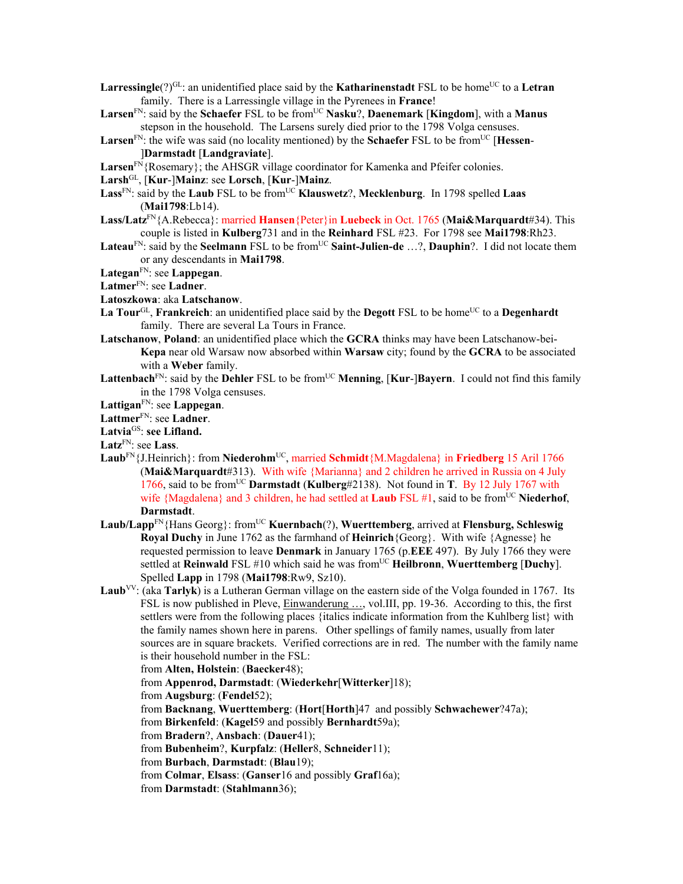**Larressingle**(?)[GL]: an unidentified place said by the **Katharinenstadt** FSL to be home[UC] to a **Letran** family. There is a Larressingle village in the Pyrenees in **France**!

**Larsen**[FN]: said by the **Schaefer** FSL to be from[UC] **Nasku**?, **Daenemark** [**Kingdom**], with a **Manus** stepson in the household. The Larsens surely died prior to the 1798 Volga censuses.

**Larsen**[FN]: the wife was said (no locality mentioned) by the **Schaefer** FSL to be from[UC] [**Hessen-**]**Darmstadt** [**Landgraviate**].

**Larsen**[FN]{Rosemary}; the AHSGR village coordinator for Kamenka and Pfeifer colonies.

**Larsh**[GL], [**Kur-**]**Mainz**: see **Lorsch**, [**Kur-**]**Mainz**.

**Lass**[FN]: said by the **Laub** FSL to be from[UC] **Klauswetz**?, **Mecklenburg**. In 1798 spelled **Laas** (**Mai1798**:Lb14).

**Lass/Latz**[FN]{A.Rebecca}: married **Hansen**{Peter}in **Luebeck** in Oct. 1765 (**Mai&Marquardt**#34). This couple is listed in **Kulberg**731 and in the **Reinhard** FSL #23. For 1798 see **Mai1798**:Rh23.

**Lateau**[FN]: said by the **Seelmann** FSL to be from[UC] **Saint-Julien-de** …?, **Dauphin**?. I did not locate them or any descendants in **Mai1798**.

**Lategan**[FN]: see **Lappegan**.

**Latmer**[FN]: see **Ladner**.

**Latoszkowa**: aka **Latschanow**.

**La Tour**[GL], **Frankreich**: an unidentified place said by the **Degott** FSL to be home[UC] to a **Degenhardt** family. There are several La Tours in France.

**Latschanow**, **Poland**: an unidentified place which the **GCRA** thinks may have been Latschanow-bei-**Kepa** near old Warsaw now absorbed within **Warsaw** city; found by the **GCRA** to be associated with a **Weber** family.

**Lattenbach**[FN]: said by the **Dehler** FSL to be from[UC] **Menning**, [**Kur-**]**Bayern**. I could not find this family in the 1798 Volga censuses.

**Lattigan**[FN]: see **Lappegan**.

**Lattmer**[FN]: see **Ladner**.

**Latvia**[GS]: **see Lifland.**

**Latz**[FN]: see **Lass**.

**Laub**[FN]{J.Heinrich}: from **Niederohm**[UC], married **Schmidt**{M.Magdalena} in **Friedberg** 15 Aril 1766 (**Mai&Marquardt**#313). With wife {Marianna} and 2 children he arrived in Russia on 4 July 1766, said to be from[UC] **Darmstadt** (**Kulberg**#2138). Not found in **T**. By 12 July 1767 with wife {Magdalena} and 3 children, he had settled at **Laub** FSL #1, said to be from[UC] **Niederhof**, **Darmstadt**.

**Laub/Lapp**[FN]{Hans Georg}: from[UC] **Kuernbach**(?), **Wuerttemberg**, arrived at **Flensburg, Schleswig Royal Duchy** in June 1762 as the farmhand of **Heinrich**{Georg}. With wife {Agnesse} he requested permission to leave **Denmark** in January 1765 (p.**EEE** 497). By July 1766 they were settled at **Reinwald** FSL #10 which said he was from[UC] **Heilbronn**, **Wuerttemberg** [**Duchy**]. Spelled **Lapp** in 1798 (**Mai1798**:Rw9, Sz10).

**Laub**[VV]: (aka **Tarlyk**) is a Lutheran German village on the eastern side of the Volga founded in 1767. Its FSL is now published in Pleve, Einwanderung …, vol.III, pp. 19-36. According to this, the first settlers were from the following places {italics indicate information from the Kuhlberg list} with the family names shown here in parens. Other spellings of family names, usually from later sources are in square brackets. Verified corrections are in red. The number with the family name is their household number in the FSL:

- from **Alten, Holstein**: (**Baecker**48);
- from **Appenrod, Darmstadt**: (**Wiederkehr**[**Witterker**]18);
- from **Augsburg**: (**Fendel**52);
- from **Backnang**, **Wuerttemberg**: (**Hort**[**Horth**]47 and possibly **Schwachewer**?47a);
- from **Birkenfeld**: (**Kagel**59 and possibly **Bernhardt**59a);
- from **Bradern**?, **Ansbach**: (**Dauer**41);
- from **Bubenheim**?, **Kurpfalz**: (**Heller**8, **Schneider**11);
- from **Burbach**, **Darmstadt**: (**Blau**19);
- from **Colmar**, **Elsass**: (**Ganser**16 and possibly **Graf**16a);
- from **Darmstadt**: (**Stahlmann**36);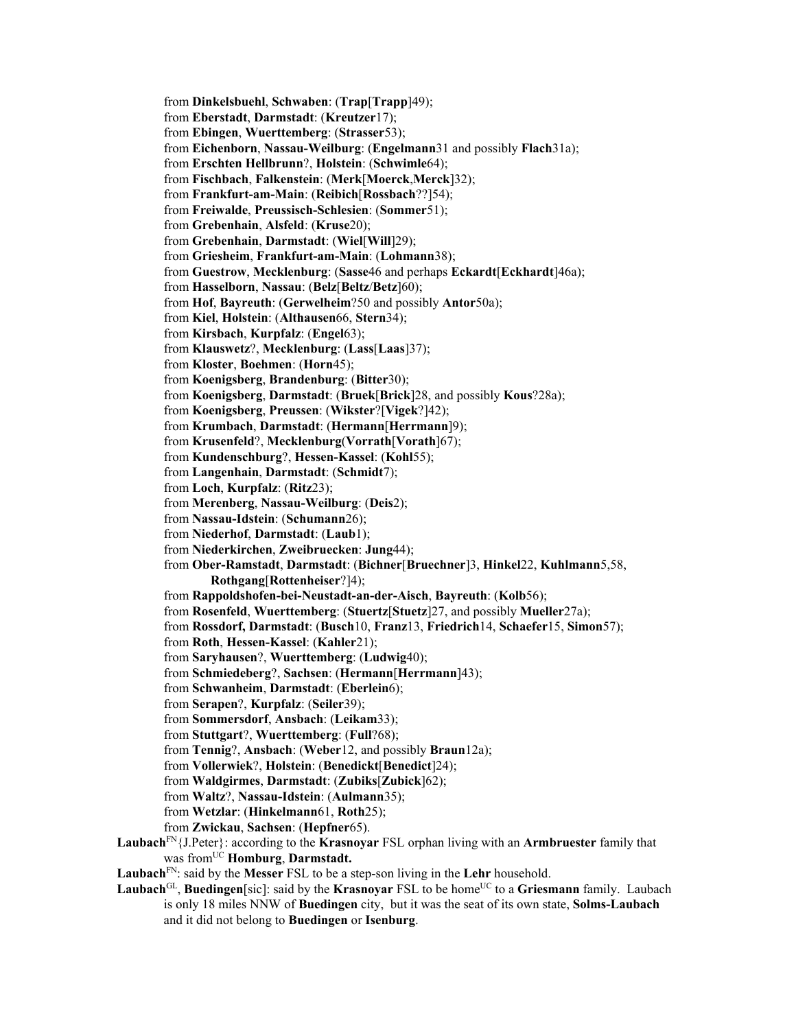from **Dinkelsbuehl**, **Schwaben**: (**Trap**[**Trapp**]49);
from **Eberstadt**, **Darmstadt**: (**Kreutzer**17);
from **Ebingen**, **Wuerttemberg**: (**Strasser**53);
from **Eichenborn**, **Nassau-Weilburg**: (**Engelmann**31 and possibly **Flach**31a);
from **Erschten Hellbrunn**?, **Holstein**: (**Schwimle**64);
from **Fischbach**, **Falkenstein**: (**Merk**[**Moerck**,**Merck**]32);
from **Frankfurt-am-Main**: (**Reibich**[**Rossbach**??]54);
from **Freiwalde**, **Preussisch-Schlesien**: (**Sommer**51);
from **Grebenhain**, **Alsfeld**: (**Kruse**20);
from **Grebenhain**, **Darmstadt**: (**Wiel**[**Will**]29);
from **Griesheim**, **Frankfurt-am-Main**: (**Lohmann**38);
from **Guestrow**, **Mecklenburg**: (**Sasse**46 and perhaps **Eckardt**[**Eckhardt**]46a);
from **Hasselborn**, **Nassau**: (**Belz**[**Beltz**/**Betz**]60);
from **Hof**, **Bayreuth**: (**Gerwelheim**?50 and possibly **Antor**50a);
from **Kiel**, **Holstein**: (**Althausen**66, **Stern**34);
from **Kirsbach**, **Kurpfalz**: (**Engel**63);
from **Klauswetz**?, **Mecklenburg**: (**Lass**[**Laas**]37);
from **Kloster**, **Boehmen**: (**Horn**45);
from **Koenigsberg**, **Brandenburg**: (**Bitter**30);
from **Koenigsberg**, **Darmstadt**: (**Bruek**[**Brick**]28, and possibly **Kous**?28a);
from **Koenigsberg**, **Preussen**: (**Wikster**?[**Vigek**?]42);
from **Krumbach**, **Darmstadt**: (**Hermann**[**Herrmann**]9);
from **Krusenfeld**?, **Mecklenburg**(**Vorrath**[**Vorath**]67);
from **Kundenschburg**?, **Hessen-Kassel**: (**Kohl**55);
from **Langenhain**, **Darmstadt**: (**Schmidt**7);
from **Loch**, **Kurpfalz**: (**Ritz**23);
from **Merenberg**, **Nassau-Weilburg**: (**Deis**2);
from **Nassau-Idstein**: (**Schumann**26);
from **Niederhof**, **Darmstadt**: (**Laub**1);
from **Niederkirchen**, **Zweibruecken**: **Jung**44);
from **Ober-Ramstadt**, **Darmstadt**: (**Bichner**[**Bruechner**]3, **Hinkel**22, **Kuhlmann**5,58,
  **Rothgang**[**Rottenheiser**?]4);
from **Rappoldshofen-bei-Neustadt-an-der-Aisch**, **Bayreuth**: (**Kolb**56);
from **Rosenfeld**, **Wuerttemberg**: (**Stuertz**[**Stuetz**]27, and possibly **Mueller**27a);
from **Rossdorf, Darmstadt**: (**Busch**10, **Franz**13, **Friedrich**14, **Schaefer**15, **Simon**57);
from **Roth**, **Hessen-Kassel**: (**Kahler**21);
from **Saryhausen**?, **Wuerttemberg**: (**Ludwig**40);
from **Schmiedeberg**?, **Sachsen**: (**Hermann**[**Herrmann**]43);
from **Schwanheim**, **Darmstadt**: (**Eberlein**6);
from **Serapen**?, **Kurpfalz**: (**Seiler**39);
from **Sommersdorf**, **Ansbach**: (**Leikam**33);
from **Stuttgart**?, **Wuerttemberg**: (**Full**?68);
from **Tennig**?, **Ansbach**: (**Weber**12, and possibly **Braun**12a);
from **Vollerwiek**?, **Holstein**: (**Benedickt**[**Benedict**]24);
from **Waldgirmes**, **Darmstadt**: (**Zubiks**[**Zubick**]62);
from **Waltz**?, **Nassau-Idstein**: (**Aulmann**35);
from **Wetzlar**: (**Hinkelmann**61, **Roth**25);
from **Zwickau**, **Sachsen**: (**Hepfner**65).

**Laubach**[FN]{J.Peter}: according to the **Krasnoyar** FSL orphan living with an **Armbruester** family that was from[UC] **Homburg**, **Darmstadt.**

**Laubach**[FN]: said by the **Messer** FSL to be a step-son living in the **Lehr** household.

**Laubach**[GL], **Buedingen**[sic]: said by the **Krasnoyar** FSL to be home[UC] to a **Griesmann** family. Laubach is only 18 miles NNW of **Buedingen** city, but it was the seat of its own state, **Solms-Laubach** and it did not belong to **Buedingen** or **Isenburg**.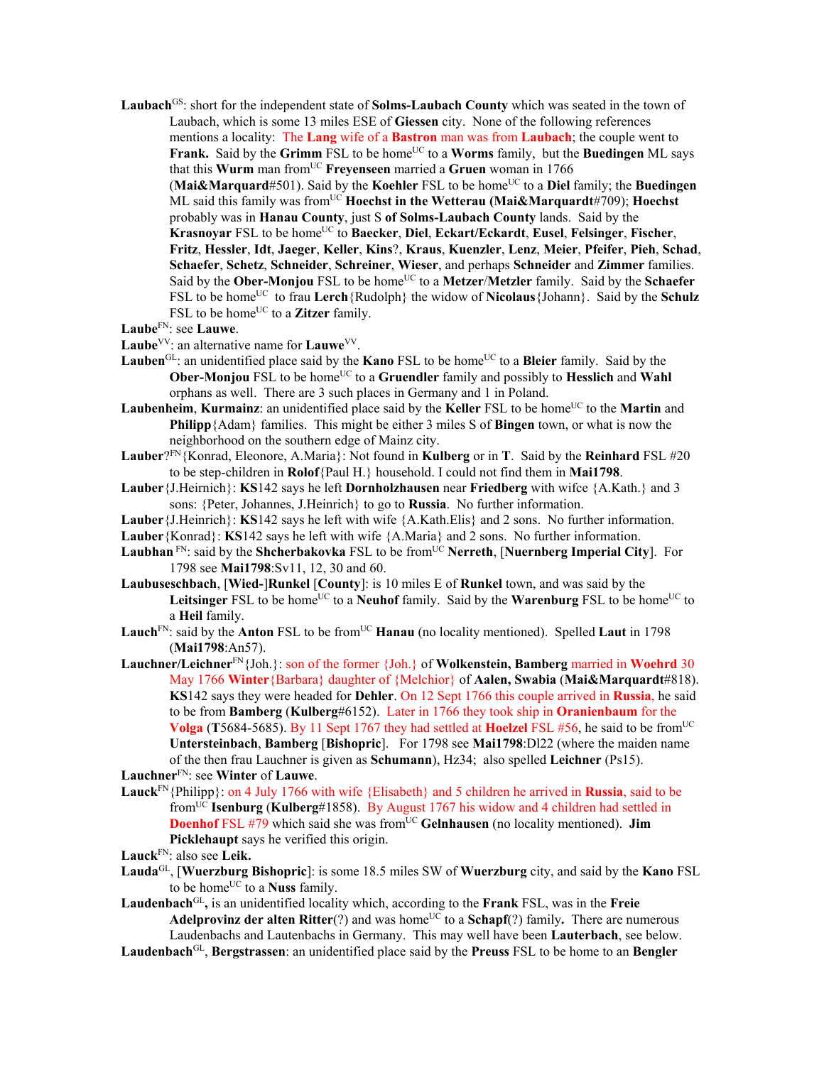**Laubach**[GS]: short for the independent state of **Solms-Laubach County** which was seated in the town of Laubach, which is some 13 miles ESE of **Giessen** city. None of the following references mentions a locality: The **Lang** wife of a **Bastron** man was from **Laubach**; the couple went to **Frank.** Said by the **Grimm** FSL to be home[UC] to a **Worms** family, but the **Buedingen** ML says that this **Wurm** man from[UC] **Freyenseen** married a **Gruen** woman in 1766 (**Mai&Marquard**#501). Said by the **Koehler** FSL to be home[UC] to a **Diel** family; the **Buedingen** ML said this family was from[UC] **Hoechst in the Wetterau (Mai&Marquardt**#709); **Hoechst** probably was in **Hanau County**, just S **of Solms-Laubach County** lands. Said by the **Krasnoyar** FSL to be home[UC] to **Baecker**, **Diel**, **Eckart**/**Eckardt**, **Eusel**, **Felsinger**, **Fischer**, **Fritz**, **Hessler**, **Idt**, **Jaeger**, **Keller**, **Kins**?, **Kraus**, **Kuenzler**, **Lenz**, **Meier**, **Pfeifer**, **Pieh**, **Schad**, **Schaefer**, **Schetz**, **Schneider**, **Schreiner**, **Wieser**, and perhaps **Schneider** and **Zimmer** families. Said by the **Ober-Monjou** FSL to be home[UC] to a **Metzer**/**Metzler** family. Said by the **Schaefer** FSL to be home[UC] to frau **Lerch**{Rudolph} the widow of **Nicolaus**{Johann}. Said by the **Schulz** FSL to be home[UC] to a **Zitzer** family.

**Laube**[FN]: see **Lauwe**.

**Laube**[VV]: an alternative name for **Lauwe**[VV].

**Lauben**[GL]: an unidentified place said by the **Kano** FSL to be home[UC] to a **Bleier** family. Said by the **Ober-Monjou** FSL to be home[UC] to a **Gruendler** family and possibly to **Hesslich** and **Wahl** orphans as well. There are 3 such places in Germany and 1 in Poland.

**Laubenheim**, **Kurmainz**: an unidentified place said by the **Keller** FSL to be home[UC] to the **Martin** and **Philipp**{Adam} families. This might be either 3 miles S of **Bingen** town, or what is now the neighborhood on the southern edge of Mainz city.

**Lauber**?[FN]{Konrad, Eleonore, A.Maria}: Not found in **Kulberg** or in **T**. Said by the **Reinhard** FSL #20 to be step-children in **Rolof**{Paul H.} household. I could not find them in **Mai1798**.

**Lauber**{J.Heirnich}: **KS**142 says he left **Dornholzhausen** near **Friedberg** with wifce {A.Kath.} and 3 sons: {Peter, Johannes, J.Heinrich} to go to **Russia**. No further information.

**Lauber**{J.Heinrich}: **KS**142 says he left with wife {A.Kath.Elis} and 2 sons. No further information.

**Lauber**{Konrad}: **KS**142 says he left with wife {A.Maria} and 2 sons. No further information.

**Laubhan** [FN]: said by the **Shcherbakovka** FSL to be from[UC] **Nerreth**, [**Nuernberg Imperial City**]. For 1798 see **Mai1798**:Sv11, 12, 30 and 60.

**Laubuseschbach**, [**Wied-**]**Runkel** [**County**]: is 10 miles E of **Runkel** town, and was said by the **Leitsinger** FSL to be home[UC] to a **Neuhof** family. Said by the **Warenburg** FSL to be home[UC] to a **Heil** family.

**Lauch**[FN]: said by the **Anton** FSL to be from[UC] **Hanau** (no locality mentioned). Spelled **Laut** in 1798 (**Mai1798**:An57).

**Lauchner/Leichner**[FN]{Joh.}: son of the former {Joh.} of **Wolkenstein, Bamberg** married in **Woehrd** 30 May 1766 **Winter**{Barbara} daughter of {Melchior} of **Aalen, Swabia** (**Mai&Marquardt**#818). **KS**142 says they were headed for **Dehler**. On 12 Sept 1766 this couple arrived in **Russia**, he said to be from **Bamberg** (**Kulberg**#6152). Later in 1766 they took ship in **Oranienbaum** for the **Volga** (**T**5684-5685). By 11 Sept 1767 they had settled at **Hoelzel** FSL #56, he said to be from[UC] **Untersteinbach**, **Bamberg** [**Bishopric**]. For 1798 see **Mai1798**:Dl22 (where the maiden name of the then frau Lauchner is given as **Schumann**), Hz34; also spelled **Leichner** (Ps15).

**Lauchner**[FN]: see **Winter** of **Lauwe**.

**Lauck**[FN]{Philipp}: on 4 July 1766 with wife {Elisabeth} and 5 children he arrived in **Russia**, said to be from[UC] **Isenburg** (**Kulberg**#1858). By August 1767 his widow and 4 children had settled in **Doenhof** FSL #79 which said she was from[UC] **Gelnhausen** (no locality mentioned). **Jim Picklehaupt** says he verified this origin.

**Lauck**[FN]: also see **Leik.**

**Lauda**[GL], [**Wuerzburg Bishopric**]: is some 18.5 miles SW of **Wuerzburg** city, and said by the **Kano** FSL to be home[UC] to a **Nuss** family.

**Laudenbach**[GL]**,** is an unidentified locality which, according to the **Frank** FSL, was in the **Freie Adelprovinz der alten Ritter**(?) and was home[UC] to a **Schapf**(?) family**.** There are numerous Laudenbachs and Lautenbachs in Germany. This may well have been **Lauterbach**, see below.

**Laudenbach**[GL], **Bergstrassen**: an unidentified place said by the **Preuss** FSL to be home to an **Bengler**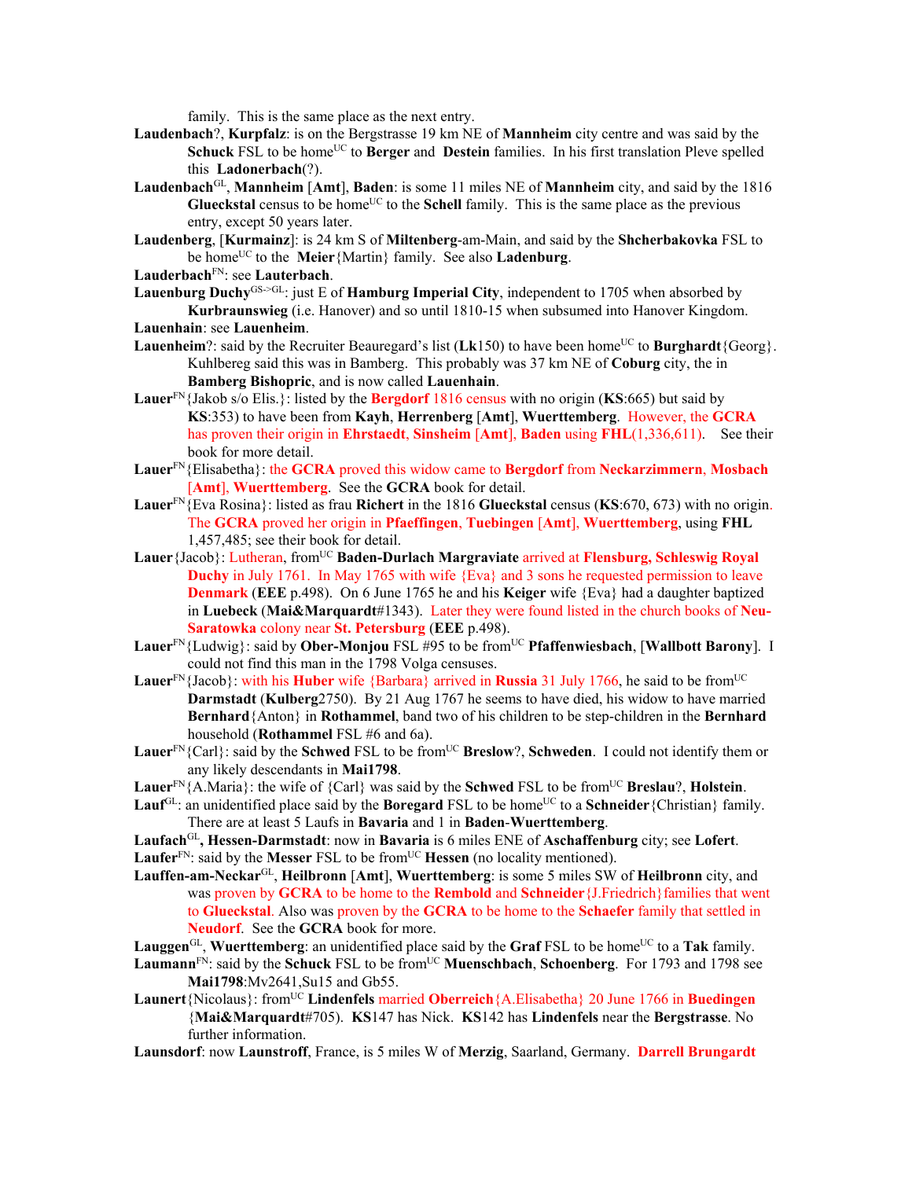family. This is the same place as the next entry.

**Laudenbach**?, **Kurpfalz**: is on the Bergstrasse 19 km NE of **Mannheim** city centre and was said by the **Schuck** FSL to be home[UC] to **Berger** and **Destein** families. In his first translation Pleve spelled this **Ladonerbach**(?).

**Laudenbach**[GL], **Mannheim** [**Amt**], **Baden**: is some 11 miles NE of **Mannheim** city, and said by the 1816 **Glueckstal** census to be home[UC] to the **Schell** family. This is the same place as the previous entry, except 50 years later.

**Laudenberg**, [**Kurmainz**]: is 24 km S of **Miltenberg**-am-Main, and said by the **Shcherbakovka** FSL to be home[UC] to the **Meier**{Martin} family. See also **Ladenburg**.

**Lauderbach**[FN]: see **Lauterbach**.

**Lauenburg Duchy**[GS->GL]: just E of **Hamburg Imperial City**, independent to 1705 when absorbed by **Kurbraunswieg** (i.e. Hanover) and so until 1810-15 when subsumed into Hanover Kingdom.

**Lauenhain**: see **Lauenheim**.

**Lauenheim**?: said by the Recruiter Beauregard's list (**Lk**150) to have been home[UC] to **Burghardt**{Georg}. Kuhlbereg said this was in Bamberg. This probably was 37 km NE of **Coburg** city, the in **Bamberg Bishopric**, and is now called **Lauenhain**.

**Lauer**[FN]{Jakob s/o Elis.}: listed by the **Bergdorf** 1816 census with no origin (**KS**:665) but said by **KS**:353) to have been from **Kayh**, **Herrenberg** [**Amt**], **Wuerttemberg**. However, the **GCRA** has proven their origin in **Ehrstaedt**, **Sinsheim** [**Amt**], **Baden** using **FHL**(1,336,611). See their book for more detail.

**Lauer**[FN]{Elisabetha}: the **GCRA** proved this widow came to **Bergdorf** from **Neckarzimmern**, **Mosbach** [**Amt**], **Wuerttemberg**. See the **GCRA** book for detail.

**Lauer**[FN]{Eva Rosina}: listed as frau **Richert** in the 1816 **Glueckstal** census (**KS**:670, 673) with no origin. The **GCRA** proved her origin in **Pfaeffingen**, **Tuebingen** [**Amt**], **Wuerttemberg**, using **FHL** 1,457,485; see their book for detail.

**Lauer**{Jacob}: Lutheran, from[UC] **Baden-Durlach Margraviate** arrived at **Flensburg, Schleswig Royal Duchy** in July 1761. In May 1765 with wife {Eva} and 3 sons he requested permission to leave **Denmark** (**EEE** p.498). On 6 June 1765 he and his **Keiger** wife {Eva} had a daughter baptized in **Luebeck** (**Mai&Marquardt**#1343). Later they were found listed in the church books of **Neu-Saratowka** colony near **St. Petersburg** (**EEE** p.498).

**Lauer**[FN]{Ludwig}: said by **Ober-Monjou** FSL #95 to be from[UC] **Pfaffenwiesbach**, [**Wallbott Barony**]. I could not find this man in the 1798 Volga censuses.

**Lauer**[FN]{Jacob}: with his **Huber** wife {Barbara} arrived in **Russia** 31 July 1766, he said to be from[UC] **Darmstadt** (**Kulberg**2750). By 21 Aug 1767 he seems to have died, his widow to have married **Bernhard**{Anton} in **Rothammel**, band two of his children to be step-children in the **Bernhard** household (**Rothammel** FSL #6 and 6a).

**Lauer**[FN]{Carl}: said by the **Schwed** FSL to be from[UC] **Breslow**?, **Schweden**. I could not identify them or any likely descendants in **Mai1798**.

**Lauer**[FN]{A.Maria}: the wife of {Carl} was said by the **Schwed** FSL to be from[UC] **Breslau**?, **Holstein**.

**Lauf**[GL]: an unidentified place said by the **Boregard** FSL to be home[UC] to a **Schneider**{Christian} family. There are at least 5 Laufs in **Bavaria** and 1 in **Baden-Wuerttemberg**.

**Laufach**[GL]**, Hessen-Darmstadt**: now in **Bavaria** is 6 miles ENE of **Aschaffenburg** city; see **Lofert**.

**Laufer**[FN]: said by the **Messer** FSL to be from[UC] **Hessen** (no locality mentioned).

**Lauffen-am-Neckar**[GL], **Heilbronn** [**Amt**], **Wuerttemberg**: is some 5 miles SW of **Heilbronn** city, and was proven by **GCRA** to be home to the **Rembold** and **Schneider**{J.Friedrich}families that went to **Glueckstal**. Also was proven by the **GCRA** to be home to the **Schaefer** family that settled in **Neudorf**. See the **GCRA** book for more.

**Lauggen**[GL], **Wuerttemberg**: an unidentified place said by the **Graf** FSL to be home[UC] to a **Tak** family.

**Laumann**[FN]: said by the **Schuck** FSL to be from[UC] **Muenschbach**, **Schoenberg**. For 1793 and 1798 see **Mai1798**:Mv2641,Su15 and Gb55.

**Launert**{Nicolaus}: from[UC] **Lindenfels** married **Oberreich**{A.Elisabetha} 20 June 1766 in **Buedingen** {**Mai&Marquardt**#705). **KS**147 has Nick. **KS**142 has **Lindenfels** near the **Bergstrasse**. No further information.

**Launsdorf**: now **Launstroff**, France, is 5 miles W of **Merzig**, Saarland, Germany. **Darrell Brungardt**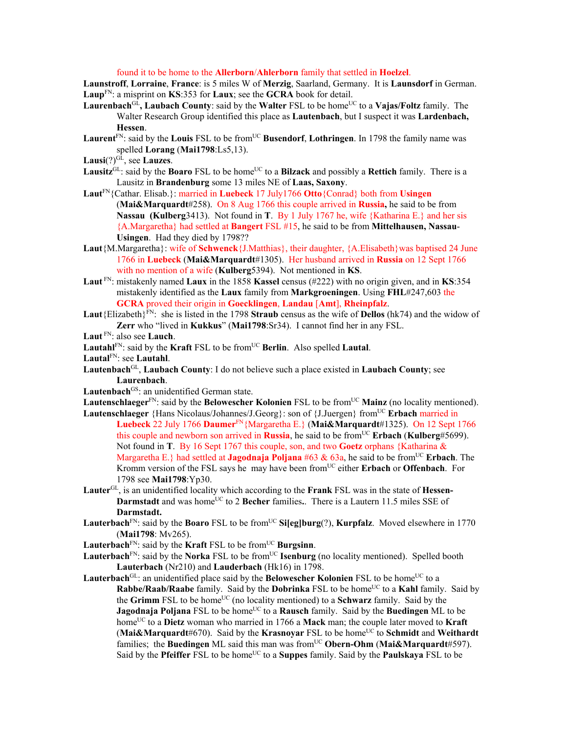found it to be home to the **Allerborn**/**Ahlerborn** family that settled in **Hoelzel**.

**Launstroff**, **Lorraine**, **France**: is 5 miles W of **Merzig**, Saarland, Germany. It is **Launsdorf** in German.

**Laup**[FN]: a misprint on **KS**:353 for **Laux**; see the **GCRA** book for detail.

**Laurenbach**[GL]**, Laubach County**: said by the **Walter** FSL to be home[UC] to a **Vajas/Foltz** family. The Walter Research Group identified this place as **Lautenbach**, but I suspect it was **Lardenbach, Hessen**.

**Laurent**[FN]: said by the **Louis** FSL to be from[UC] **Busendorf**, **Lothringen**. In 1798 the family name was spelled **Lorang** (**Mai1798**:Ls5,13).

**Lausi**(?)[GL], see **Lauzes**.

**Lausitz**[GL]: said by the **Boaro** FSL to be home[UC] to a **Bilzack** and possibly a **Rettich** family. There is a Lausitz in **Brandenburg** some 13 miles NE of **Laas, Saxony**.

**Laut**[FN]{Cathar. Elisab.}: married in **Luebeck** 17 July1766 **Otto**{Conrad} both from **Usingen** (**Mai&Marquardt**#258). On 8 Aug 1766 this couple arrived in **Russia,** he said to be from **Nassau** (**Kulberg**3413). Not found in **T**. By 1 July 1767 he, wife {Katharina E.} and her sis {A.Margaretha} had settled at **Bangert** FSL #15, he said to be from **Mittelhausen, Nassau-Usingen**. Had they died by 1798??

**Laut**{M.Margaretha}: wife of **Schwenck**{J.Matthias}, their daughter, {A.Elisabeth}was baptised 24 June 1766 in **Luebeck** (**Mai&Marquardt**#1305). Her husband arrived in **Russia** on 12 Sept 1766 with no mention of a wife (**Kulberg**5394). Not mentioned in **KS**.

**Laut** [FN]: mistakenly named **Laux** in the 1858 **Kassel** census (#222) with no origin given, and in **KS**:354 mistakenly identified as the **Laux** family from **Markgroeningen**. Using **FHL**#247,603 the **GCRA** proved their origin in **Goecklingen**, **Landau** [**Amt**], **Rheinpfalz**.

**Laut**{Elizabeth}[FN]: she is listed in the 1798 **Straub** census as the wife of **Dellos** (hk74) and the widow of **Zerr** who "lived in **Kukkus**" (**Mai1798**:Sr34). I cannot find her in any FSL.

**Laut** [FN]: also see **Lauch**.

**Lautahl**[FN]: said by the **Kraft** FSL to be from[UC] **Berlin**. Also spelled **Lautal**.

**Lautal**[FN]: see **Lautahl**.

**Lautenbach**[GL], **Laubach County**: I do not believe such a place existed in **Laubach County**; see **Laurenbach**.

**Lautenbach**[GS]: an unidentified German state.

**Lautenschlaeger**[FN]: said by the **Belowescher Kolonien** FSL to be from[UC] **Mainz** (no locality mentioned).

**Lautenschlaeger** {Hans Nicolaus/Johannes/J.Georg}: son of {J.Juergen} from[UC] **Erbach** married in **Luebeck** 22 July 1766 **Daumer**[FN]{Margaretha E.} (**Mai&Marquardt**#1325). On 12 Sept 1766 this couple and newborn son arrived in **Russia**, he said to be from[UC] **Erbach** (**Kulberg**#5699). Not found in **T**. By 16 Sept 1767 this couple, son, and two **Goetz** orphans {Katharina & Margaretha E.} had settled at **Jagodnaja Poljana** #63 & 63a, he said to be from[UC] **Erbach**. The Kromm version of the FSL says he may have been from[UC] either **Erbach** or **Offenbach**. For 1798 see **Mai1798**:Yp30.

**Lauter**[GL], is an unidentified locality which according to the **Frank** FSL was in the state of **Hessen-Darmstadt** and was home[UC] to 2 **Becher** families**.** There is a Lautern 11.5 miles SSE of **Darmstadt.**

**Lauterbach**[FN]: said by the **Boaro** FSL to be from[UC] **Si[eg]burg**(?), **Kurpfalz**. Moved elsewhere in 1770 (**Mai1798**: Mv265).

**Lauterbach**[FN]: said by the **Kraft** FSL to be from[UC] **Burgsinn**.

**Lauterbach**[FN]: said by the **Norka** FSL to be from[UC] **Isenburg** (no locality mentioned). Spelled booth **Lauterbach** (Nr210) and **Lauderbach** (Hk16) in 1798.

**Lauterbach**[GL]: an unidentified place said by the **Belowescher Kolonien** FSL to be home[UC] to a **Rabbe**/**Raab**/**Raabe** family. Said by the **Dobrinka** FSL to be home[UC] to a **Kahl** family. Said by the **Grimm** FSL to be home[UC] (no locality mentioned) to a **Schwarz** family. Said by the **Jagodnaja Poljana** FSL to be home[UC] to a **Rausch** family. Said by the **Buedingen** ML to be home[UC] to a **Dietz** woman who married in 1766 a **Mack** man; the couple later moved to **Kraft** (**Mai&Marquardt**#670). Said by the **Krasnoyar** FSL to be home[UC] to **Schmidt** and **Weithardt** families; the **Buedingen** ML said this man was from[UC] **Obern-Ohm** (**Mai&Marquardt**#597). Said by the **Pfeiffer** FSL to be home[UC] to a **Suppes** family. Said by the **Paulskaya** FSL to be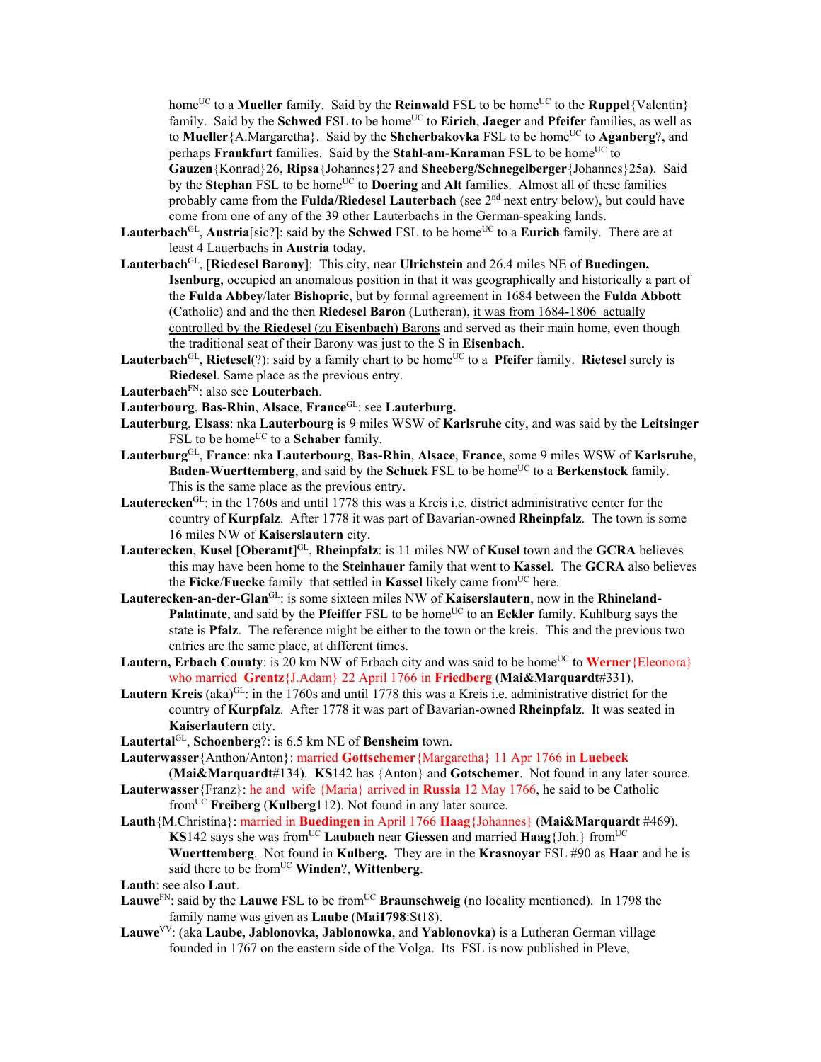home[UC] to a **Mueller** family. Said by the **Reinwald** FSL to be home[UC] to the **Ruppel**{Valentin} family. Said by the **Schwed** FSL to be home[UC] to **Eirich**, **Jaeger** and **Pfeifer** families, as well as to **Mueller**{A.Margaretha}. Said by the **Shcherbakovka** FSL to be home[UC] to **Aganberg**?, and perhaps **Frankfurt** families. Said by the **Stahl-am-Karaman** FSL to be home[UC] to **Gauzen**{Konrad}26, **Ripsa**{Johannes}27 and **Sheeberg/Schnegelberger**{Johannes}25a). Said by the **Stephan** FSL to be home[UC] to **Doering** and **Alt** families. Almost all of these families probably came from the **Fulda/Riedesel Lauterbach** (see 2nd next entry below), but could have come from one of any of the 39 other Lauterbachs in the German-speaking lands.

**Lauterbach**[GL], **Austria**[sic?]: said by the **Schwed** FSL to be home[UC] to a **Eurich** family. There are at least 4 Lauerbachs in **Austria** today**.**

**Lauterbach**[GL], [**Riedesel Barony**]: This city, near **Ulrichstein** and 26.4 miles NE of **Buedingen, Isenburg**, occupied an anomalous position in that it was geographically and historically a part of the **Fulda Abbey**/later **Bishopric**, but by formal agreement in 1684 between the **Fulda Abbott** (Catholic) and and the then **Riedesel Baron** (Lutheran), it was from 1684-1806 actually controlled by the **Riedesel** (zu **Eisenbach**) Barons and served as their main home, even though the traditional seat of their Barony was just to the S in **Eisenbach**.

**Lauterbach**[GL], **Rietesel**(?): said by a family chart to be home[UC] to a **Pfeifer** family. **Rietesel** surely is **Riedesel**. Same place as the previous entry.

**Lauterbach**[FN]: also see **Louterbach**.

**Lauterbourg**, **Bas-Rhin**, **Alsace**, **France**[GL]: see **Lauterburg.**

**Lauterburg**, **Elsass**: nka **Lauterbourg** is 9 miles WSW of **Karlsruhe** city, and was said by the **Leitsinger** FSL to be home[UC] to a **Schaber** family.

**Lauterburg**[GL], **France**: nka **Lauterbourg**, **Bas-Rhin**, **Alsace**, **France**, some 9 miles WSW of **Karlsruhe**, **Baden-Wuerttemberg**, and said by the **Schuck** FSL to be home[UC] to a **Berkenstock** family. This is the same place as the previous entry.

**Lauterecken**[GL]: in the 1760s and until 1778 this was a Kreis i.e. district administrative center for the country of **Kurpfalz**. After 1778 it was part of Bavarian-owned **Rheinpfalz**. The town is some 16 miles NW of **Kaiserslautern** city.

**Lauterecken**, **Kusel** [**Oberamt**][GL], **Rheinpfalz**: is 11 miles NW of **Kusel** town and the **GCRA** believes this may have been home to the **Steinhauer** family that went to **Kassel**. The **GCRA** also believes the **Ficke**/**Fuecke** family that settled in **Kassel** likely came from[UC] here.

**Lauterecken-an-der-Glan**[GL]: is some sixteen miles NW of **Kaiserslautern**, now in the **Rhineland-Palatinate**, and said by the **Pfeiffer** FSL to be home[UC] to an **Eckler** family. Kuhlburg says the state is **Pfalz**. The reference might be either to the town or the kreis. This and the previous two entries are the same place, at different times.

**Lautern, Erbach County**: is 20 km NW of Erbach city and was said to be home[UC] to **Werner**{Eleonora} who married **Grentz**{J.Adam} 22 April 1766 in **Friedberg** (**Mai&Marquardt**#331).

**Lautern Kreis** (aka)[GL]: in the 1760s and until 1778 this was a Kreis i.e. administrative district for the country of **Kurpfalz**. After 1778 it was part of Bavarian-owned **Rheinpfalz**. It was seated in **Kaiserlautern** city.

**Lautertal**[GL], **Schoenberg**?: is 6.5 km NE of **Bensheim** town.

**Lauterwasser**{Anthon/Anton}: married **Gottschemer**{Margaretha} 11 Apr 1766 in **Luebeck** (**Mai&Marquardt**#134). **KS**142 has {Anton} and **Gotschemer**. Not found in any later source.

**Lauterwasser**{Franz}: he and wife {Maria} arrived in **Russia** 12 May 1766, he said to be Catholic from[UC] **Freiberg** (**Kulberg**112). Not found in any later source.

**Lauth**{M.Christina}: married in **Buedingen** in April 1766 **Haag**{Johannes} (**Mai&Marquardt** #469). **KS**142 says she was from[UC] **Laubach** near **Giessen** and married **Haag**{Joh.} from[UC] **Wuerttemberg**. Not found in **Kulberg**. They are in the **Krasnoyar** FSL #90 as **Haar** and he is said there to be from[UC] **Winden**?, **Wittenberg**.

**Lauth**: see also **Laut**.

**Lauwe**[FN]: said by the **Lauwe** FSL to be from[UC] **Braunschweig** (no locality mentioned). In 1798 the family name was given as **Laube** (**Mai1798**:St18).

**Lauwe**[VV]: (aka **Laube, Jablonovka, Jablonowka**, and **Yablonovka**) is a Lutheran German village founded in 1767 on the eastern side of the Volga. Its FSL is now published in Pleve,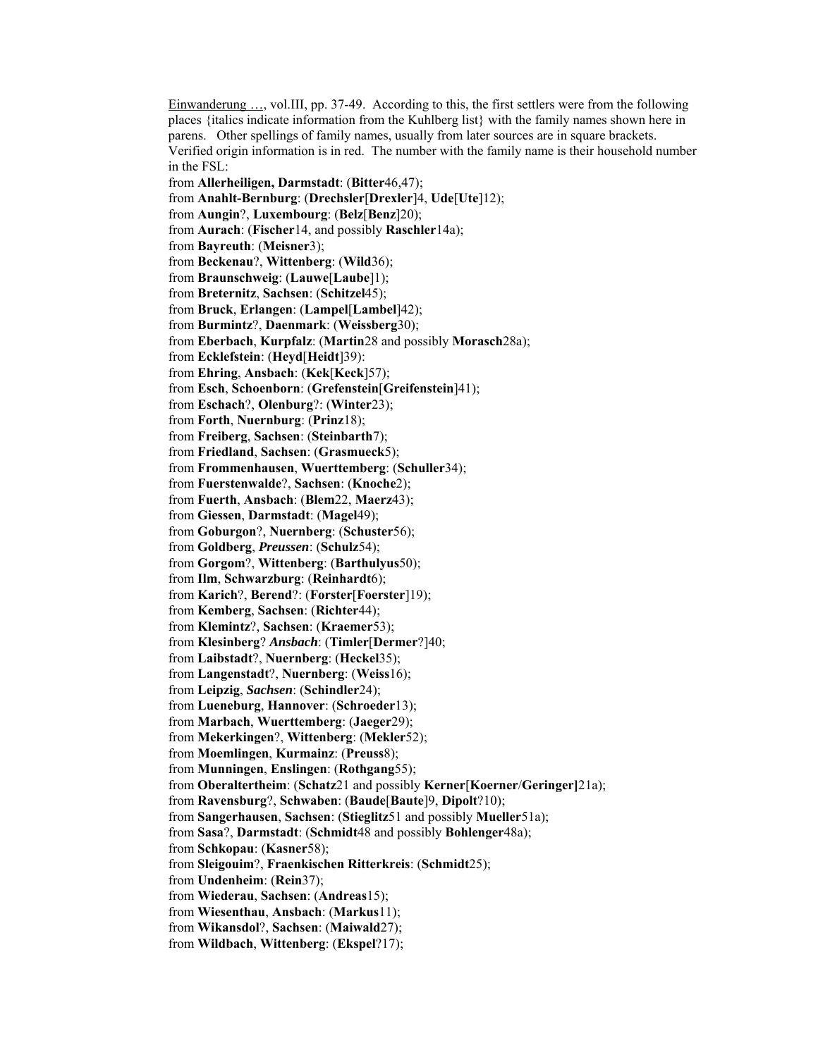Einwanderung …, vol.III, pp. 37-49. According to this, the first settlers were from the following places {italics indicate information from the Kuhlberg list} with the family names shown here in parens. Other spellings of family names, usually from later sources are in square brackets. Verified origin information is in red. The number with the family name is their household number in the FSL:

from **Allerheiligen, Darmstadt**: (**Bitter**46,47);
from **Anahlt-Bernburg**: (**Drechsler**[**Drexler**]4, **Ude**[**Ute**]12);
from **Aungin**?, **Luxembourg**: (**Belz**[**Benz**]20);
from **Aurach**: (**Fischer**14, and possibly **Raschler**14a);
from **Bayreuth**: (**Meisner**3);
from **Beckenau**?, **Wittenberg**: (**Wild**36);
from **Braunschweig**: (**Lauwe**[**Laube**]1);
from **Breternitz**, **Sachsen**: (**Schitzel**45);
from **Bruck**, **Erlangen**: (**Lampel**[**Lambel**]42);
from **Burmintz**?, **Daenmark**: (**Weissberg**30);
from **Eberbach**, **Kurpfalz**: (**Martin**28 and possibly **Morasch**28a);
from **Ecklefstein**: (**Heyd**[**Heidt**]39):
from **Ehring**, **Ansbach**: (**Kek**[**Keck**]57);
from **Esch**, **Schoenborn**: (**Grefenstein**[**Greifenstein**]41);
from **Eschach**?, **Olenburg**?: (**Winter**23);
from **Forth**, **Nuernburg**: (**Prinz**18);
from **Freiberg**, **Sachsen**: (**Steinbarth**7);
from **Friedland**, **Sachsen**: (**Grasmueck**5);
from **Frommenhausen**, **Wuerttemberg**: (**Schuller**34);
from **Fuerstenwalde**?, **Sachsen**: (**Knoche**2);
from **Fuerth**, **Ansbach**: (**Blem**22, **Maerz**43);
from **Giessen**, **Darmstadt**: (**Magel**49);
from **Goburgon**?, **Nuernberg**: (**Schuster**56);
from **Goldberg**, ***Preussen***: (**Schulz**54);
from **Gorgom**?, **Wittenberg**: (**Barthulyus**50);
from **Ilm**, **Schwarzburg**: (**Reinhardt**6);
from **Karich**?, **Berend**?: (**Forster**[**Foerster**]19);
from **Kemberg**, **Sachsen**: (**Richter**44);
from **Klemintz**?, **Sachsen**: (**Kraemer**53);
from **Klesinberg**? ***Ansbach***: (**Timler**[**Dermer**?]40;
from **Laibstadt**?, **Nuernberg**: (**Heckel**35);
from **Langenstadt**?, **Nuernberg**: (**Weiss**16);
from **Leipzig**, ***Sachsen***: (**Schindler**24);
from **Lueneburg**, **Hannover**: (**Schroeder**13);
from **Marbach**, **Wuerttemberg**: (**Jaeger**29);
from **Mekerkingen**?, **Wittenberg**: (**Mekler**52);
from **Moemlingen**, **Kurmainz**: (**Preuss**8);
from **Munningen**, **Enslingen**: (**Rothgang**55);
from **Oberaltertheim**: (**Schatz**21 and possibly **Kerner**[**Koerner**/**Geringer**]21a);
from **Ravensburg**?, **Schwaben**: (**Baude**[**Baute**]9, **Dipolt**?10);
from **Sangerhausen**, **Sachsen**: (**Stieglitz**51 and possibly **Mueller**51a);
from **Sasa**?, **Darmstadt**: (**Schmidt**48 and possibly **Bohlenger**48a);
from **Schkopau**: (**Kasner**58);
from **Sleigouim**?, **Fraenkischen Ritterkreis**: (**Schmidt**25);
from **Undenheim**: (**Rein**37);
from **Wiederau**, **Sachsen**: (**Andreas**15);
from **Wiesenthau**, **Ansbach**: (**Markus**11);
from **Wikansdol**?, **Sachsen**: (**Maiwald**27);
from **Wildbach**, **Wittenberg**: (**Ekspel**?17);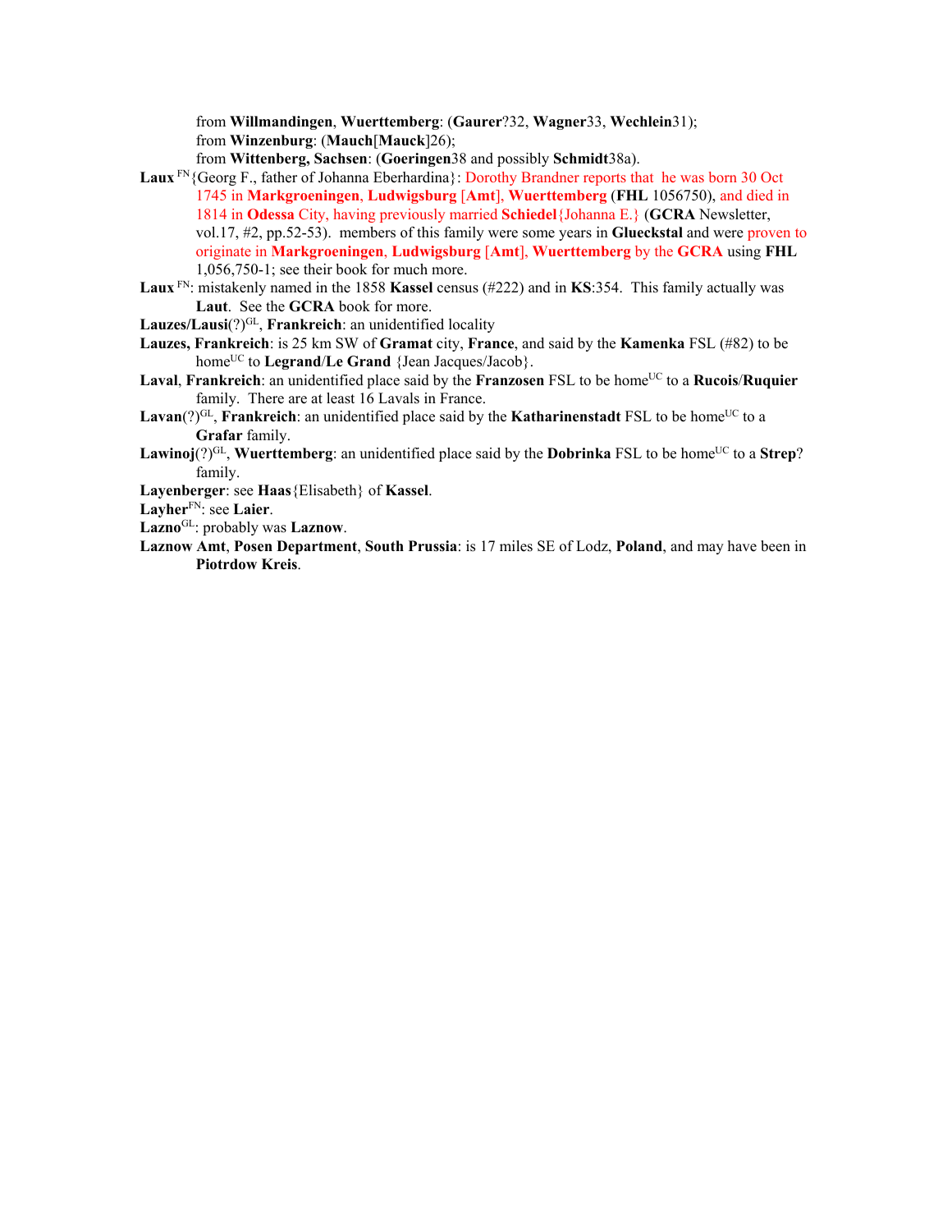from **Willmandingen**, **Wuerttemberg**: (**Gaurer**?32, **Wagner**33, **Wechlein**31);
from **Winzenburg**: (**Mauch**[**Mauck**]26);
from **Wittenberg, Sachsen**: (**Goeringen**38 and possibly **Schmidt**38a).

**Laux** [FN]{Georg F., father of Johanna Eberhardina}: Dorothy Brandner reports that he was born 30 Oct 1745 in **Markgroeningen**, **Ludwigsburg** [**Amt**], **Wuerttemberg** (**FHL** 1056750), and died in 1814 in **Odessa** City, having previously married **Schiedel**{Johanna E.} (**GCRA** Newsletter, vol.17, #2, pp.52-53). members of this family were some years in **Glueckstal** and were proven to originate in **Markgroeningen**, **Ludwigsburg** [**Amt**], **Wuerttemberg** by the **GCRA** using **FHL** 1,056,750-1; see their book for much more.

**Laux** [FN]: mistakenly named in the 1858 **Kassel** census (#222) and in **KS**:354. This family actually was **Laut**. See the **GCRA** book for more.

**Lauzes/Lausi**(?)[GL], **Frankreich**: an unidentified locality

**Lauzes, Frankreich**: is 25 km SW of **Gramat** city, **France**, and said by the **Kamenka** FSL (#82) to be home[UC] to **Legrand**/**Le Grand** {Jean Jacques/Jacob}.

**Laval**, **Frankreich**: an unidentified place said by the **Franzosen** FSL to be home[UC] to a **Rucois**/**Ruquier** family. There are at least 16 Lavals in France.

**Lavan**(?)[GL], **Frankreich**: an unidentified place said by the **Katharinenstadt** FSL to be home[UC] to a **Grafar** family.

**Lawinoj**(?)[GL], **Wuerttemberg**: an unidentified place said by the **Dobrinka** FSL to be home[UC] to a **Strep**? family.

**Layenberger**: see **Haas**{Elisabeth} of **Kassel**.

**Layher**[FN]: see **Laier**.

**Lazno**[GL]: probably was **Laznow**.

**Laznow Amt**, **Posen Department**, **South Prussia**: is 17 miles SE of Lodz, **Poland**, and may have been in **Piotrdow Kreis**.